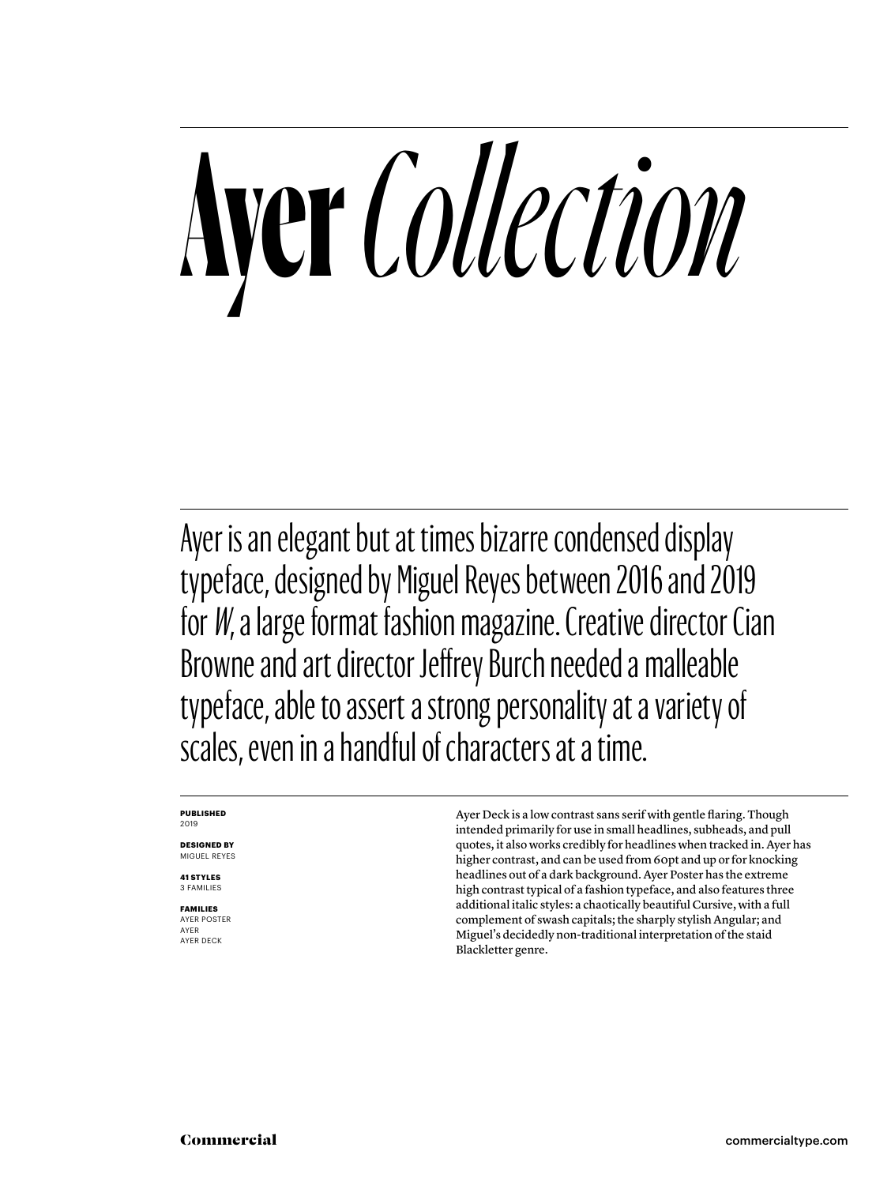# **Ayer** *Collection*

Ayer is an elegant but at times bizarre condensed display typeface, designed by Miguel Reyes between 2016 and 2019 for *W*, a large format fashion magazine. Creative director Cian Browne and art director Jeffrey Burch needed a malleable typeface, able to assert a strong personality at a variety of scales, even in a handful of characters at a time.

**PUBLISHED**
2019

**DESIGNED BY**
MIGUEL REYES

**41 STYLES**
3 FAMILIES

**FAMILIES**
AYER POSTER
AYER
AYER DECK

Ayer Deck is a low contrast sans serif with gentle flaring. Though intended primarily for use in small headlines, subheads, and pull quotes, it also works credibly for headlines when tracked in. Ayer has higher contrast, and can be used from 60pt and up or for knocking headlines out of a dark background. Ayer Poster has the extreme high contrast typical of a fashion typeface, and also features three additional italic styles: a chaotically beautiful Cursive, with a full complement of swash capitals; the sharply stylish Angular; and Miguel's decidedly non-traditional interpretation of the staid Blackletter genre.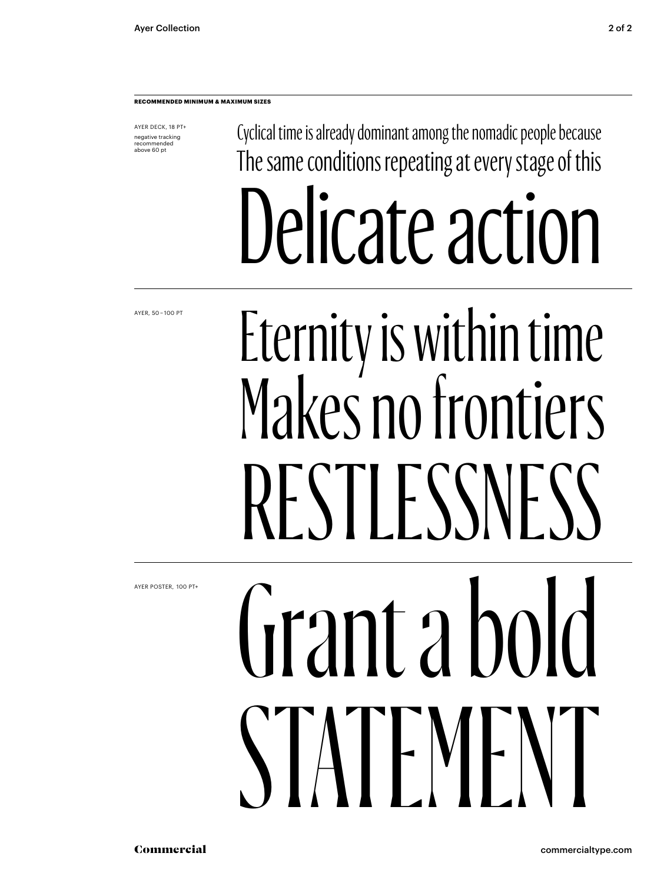**RECOMMENDED MINIMUM & MAXIMUM SIZES**

AYER DECK, 18 PT+

negative tracking recommended above 60 pt

Cyclical time is already dominant among the nomadic people because
The same conditions repeating at every stage of this

Delicate action

AYER, 50–100 PT

Eternity is within time
Makes no frontiers
RESTLESSNESS

AYER POSTER, 100 PT+

Grant a bold
STATEMENT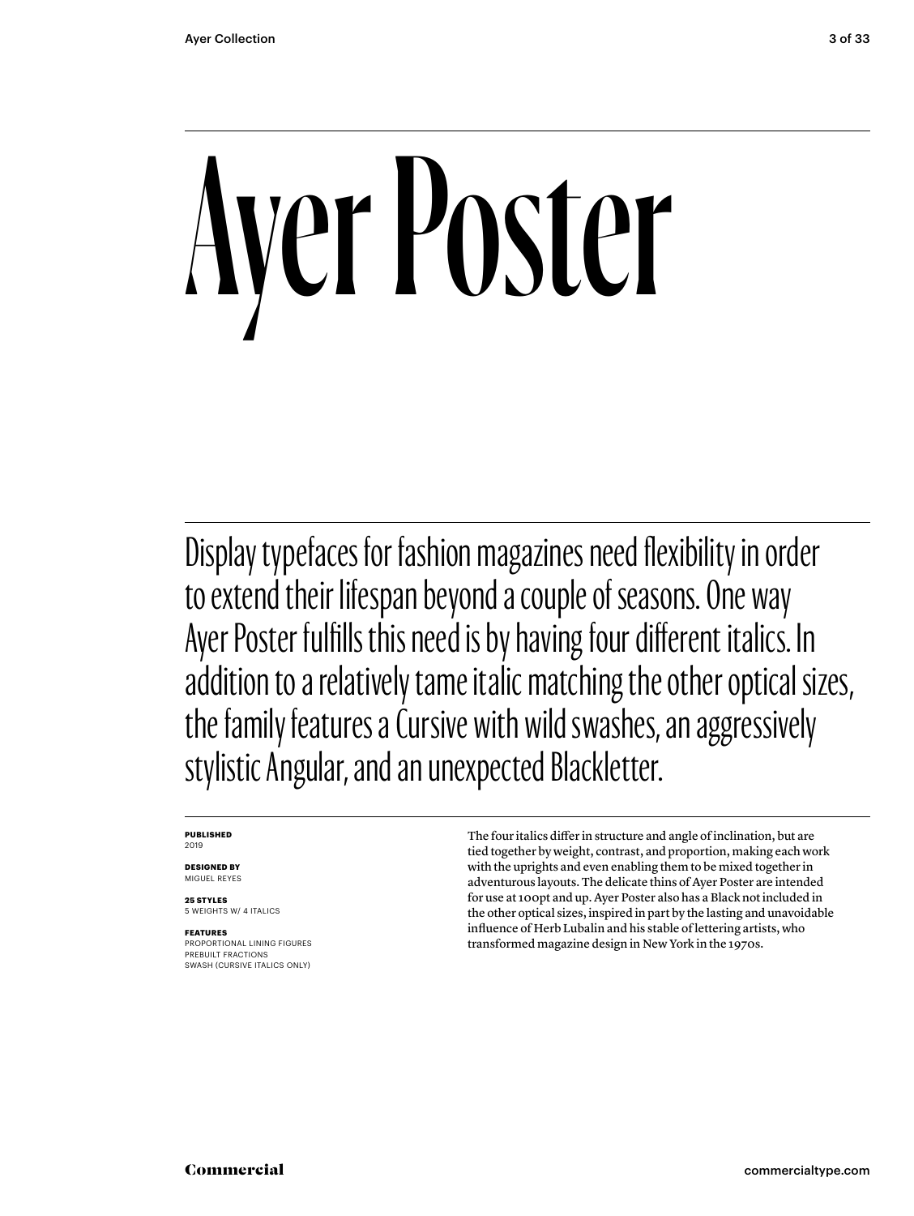# Ayer Poster

Display typefaces for fashion magazines need flexibility in order to extend their lifespan beyond a couple of seasons. One way Ayer Poster fulfills this need is by having four different italics. In addition to a relatively tame italic matching the other optical sizes, the family features a Cursive with wild swashes, an aggressively stylistic Angular, and an unexpected Blackletter.

**PUBLISHED**
2019

**DESIGNED BY**
MIGUEL REYES

**25 STYLES**
5 WEIGHTS W/ 4 ITALICS

**FEATURES**
PROPORTIONAL LINING FIGURES
PREBUILT FRACTIONS
SWASH (CURSIVE ITALICS ONLY)

The four italics differ in structure and angle of inclination, but are tied together by weight, contrast, and proportion, making each work with the uprights and even enabling them to be mixed together in adventurous layouts. The delicate thins of Ayer Poster are intended for use at 100pt and up. Ayer Poster also has a Black not included in the other optical sizes, inspired in part by the lasting and unavoidable influence of Herb Lubalin and his stable of lettering artists, who transformed magazine design in New York in the 1970s.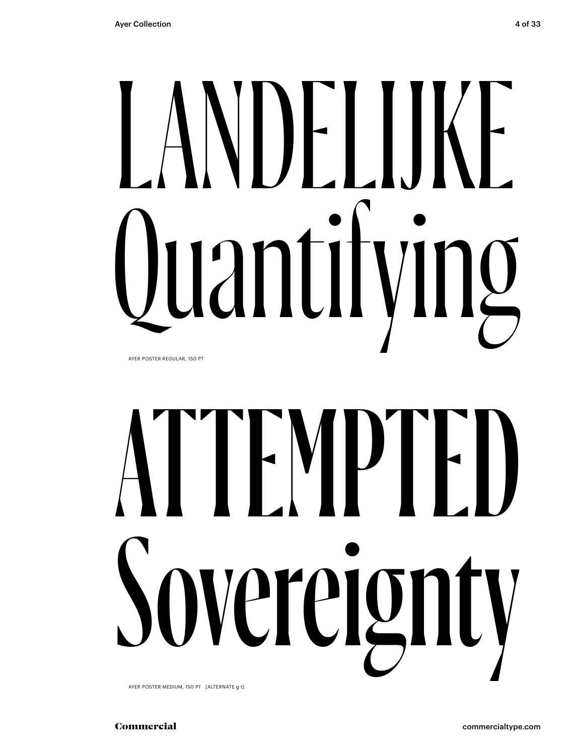# LANDELIJKE Quantifying

AYER POSTER REGULAR, 150 PT

# ATTEMPTED Sovereignty

AYER POSTER MEDIUM, 150 PT [ALTERNATE g t]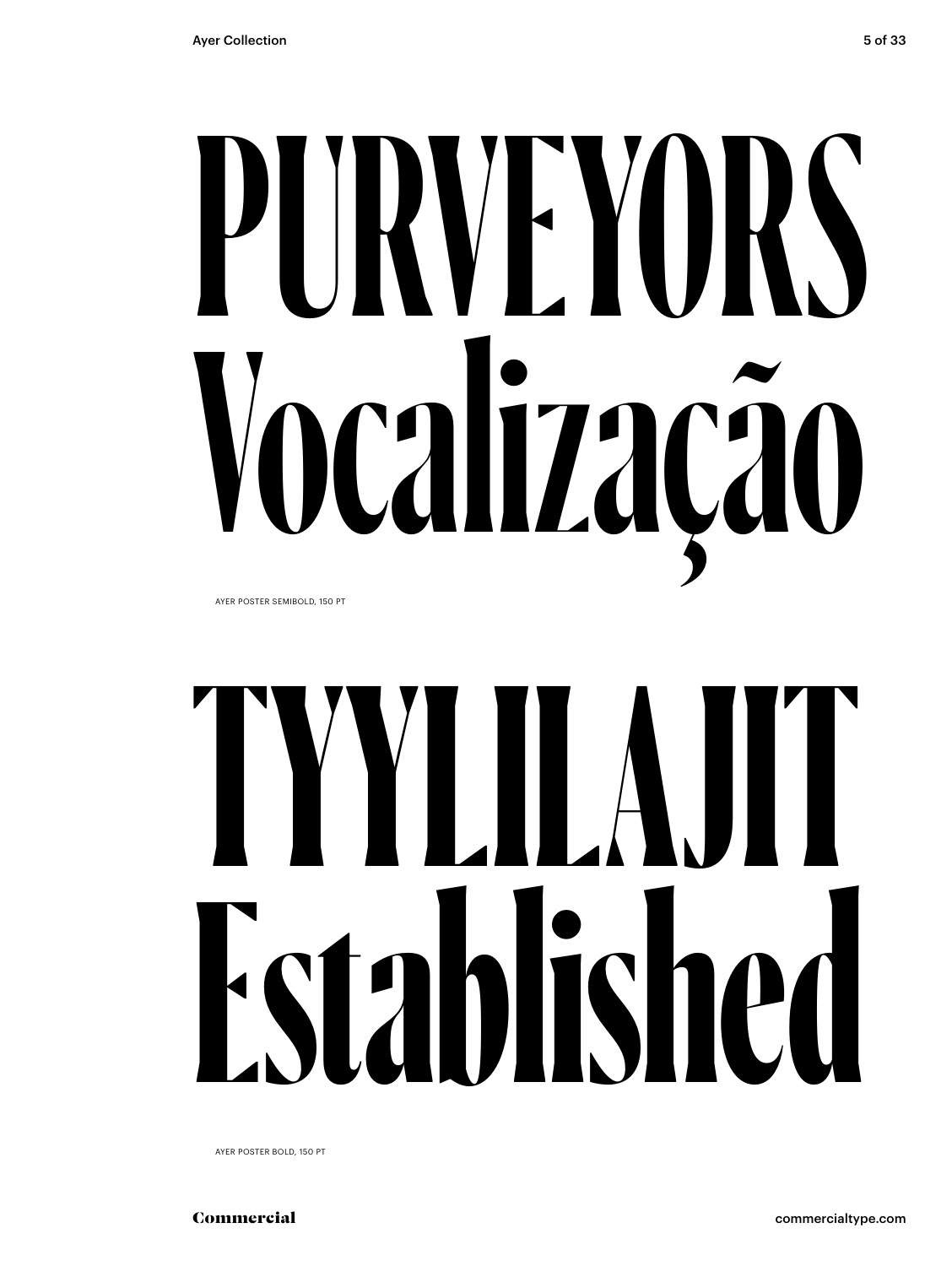# PURVEYORS Vocalização

AYER POSTER SEMIBOLD, 150 PT

# TYYLILAJIT Established

AYER POSTER BOLD, 150 PT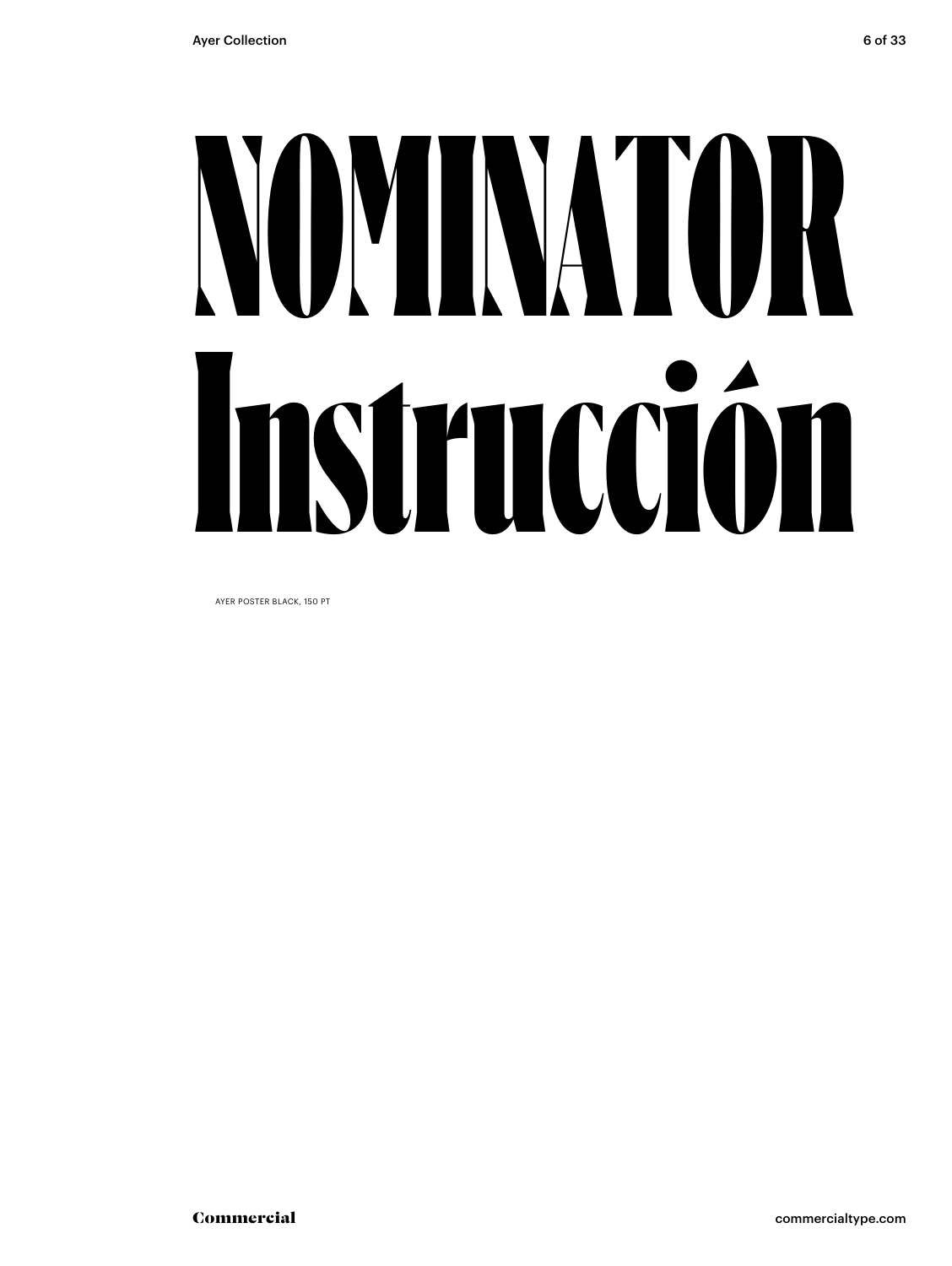# NOMINATOR Instrucción

AYER POSTER BLACK, 150 PT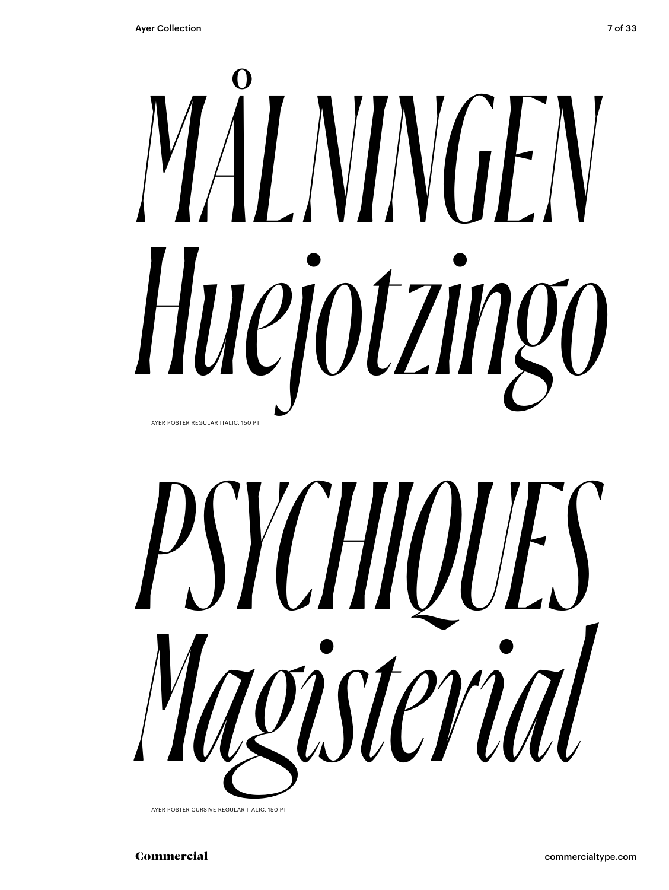*MÅLNINGEN*
*Huejotzingo*

AYER POSTER REGULAR ITALIC, 150 PT

*PSYCHIQUES*
*Magisterial*

AYER POSTER CURSIVE REGULAR ITALIC, 150 PT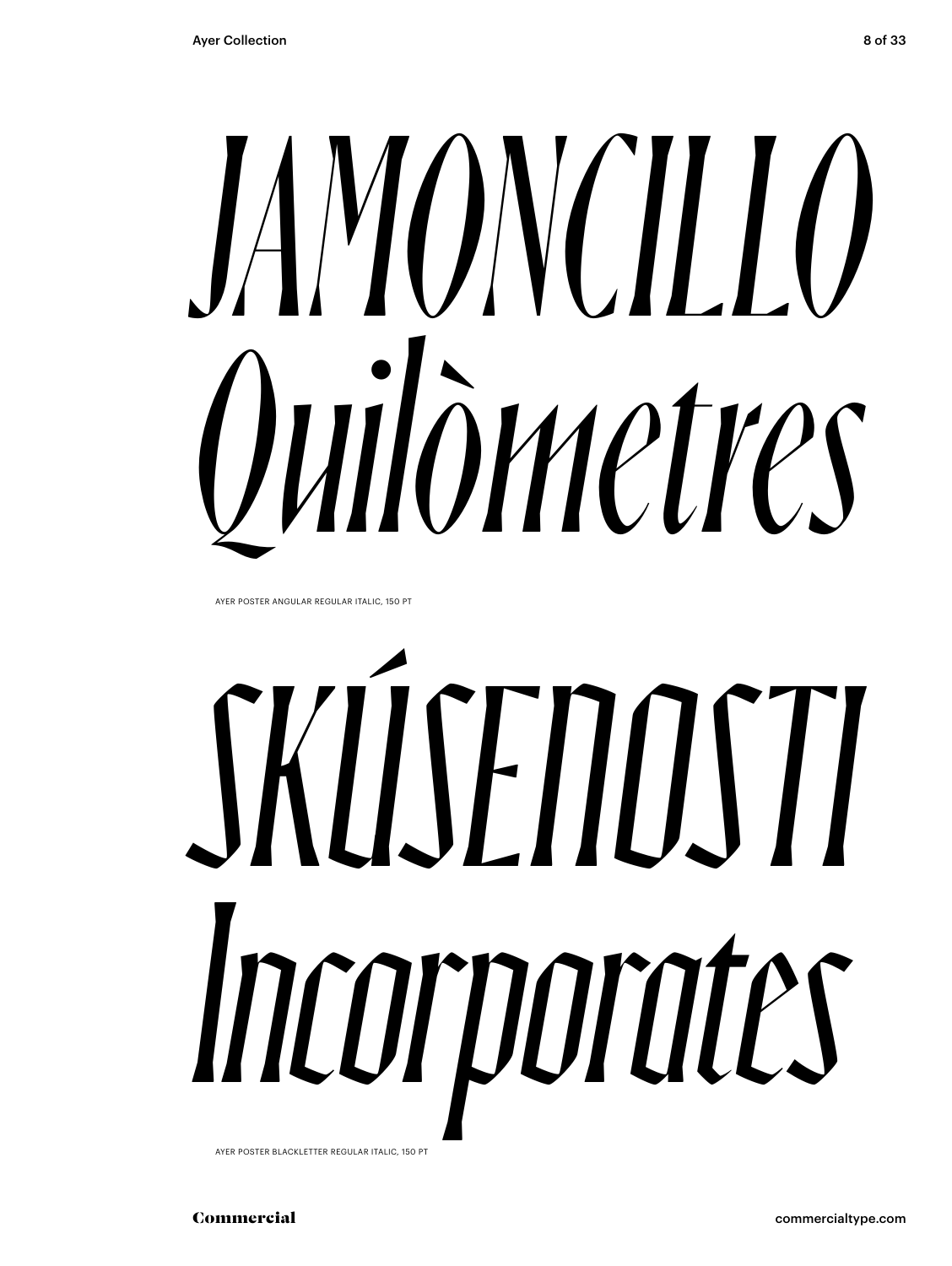*JAMONCILLO*
*Quilòmetres*

AYER POSTER ANGULAR REGULAR ITALIC, 150 PT

*SKÚSENOSTI*
*Incorporates*

AYER POSTER BLACKLETTER REGULAR ITALIC, 150 PT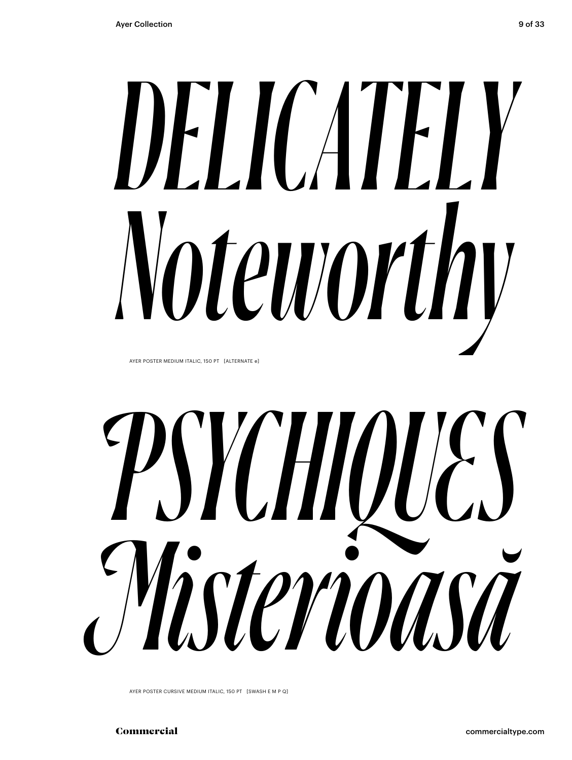*DELICATELY Noteworthy*

AYER POSTER MEDIUM ITALIC, 150 PT [ALTERNATE e]

*PSYCHIQUES Misterioasă*

AYER POSTER CURSIVE MEDIUM ITALIC, 150 PT [SWASH E M P Q]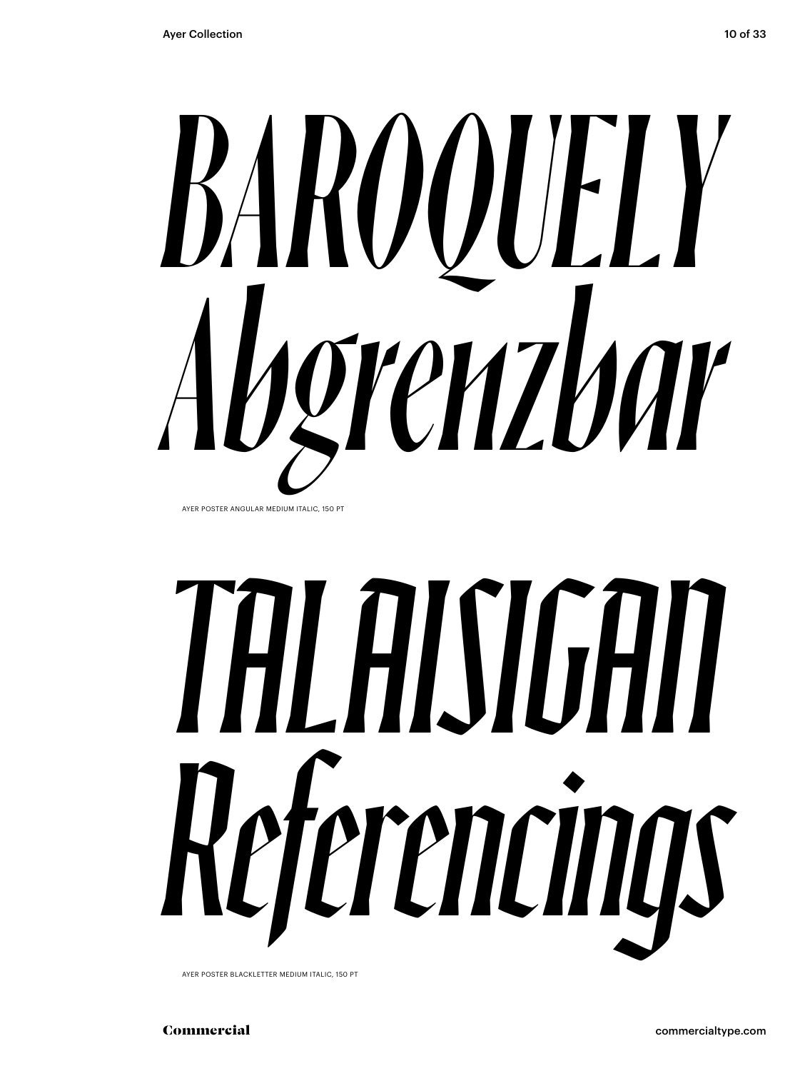*BAROQUELY*
*Abgrenzbar*

AYER POSTER ANGULAR MEDIUM ITALIC, 150 PT

*TALAISIGAN*
*Referencings*

AYER POSTER BLACKLETTER MEDIUM ITALIC, 150 PT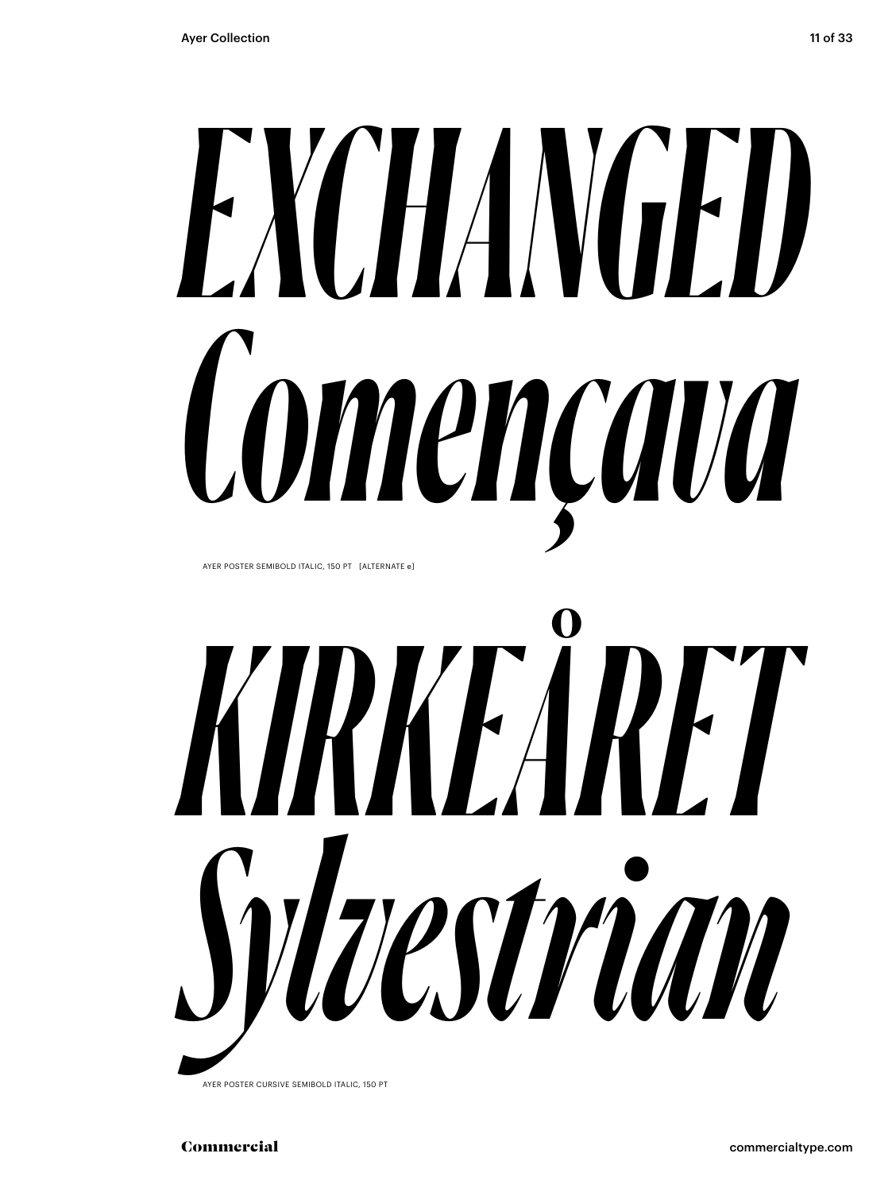*EXCHANGED*
*Començava*

AYER POSTER SEMIBOLD ITALIC, 150 PT [ALTERNATE e]

*KIRKEÅRET*
*Sylvestrian*

AYER POSTER CURSIVE SEMIBOLD ITALIC, 150 PT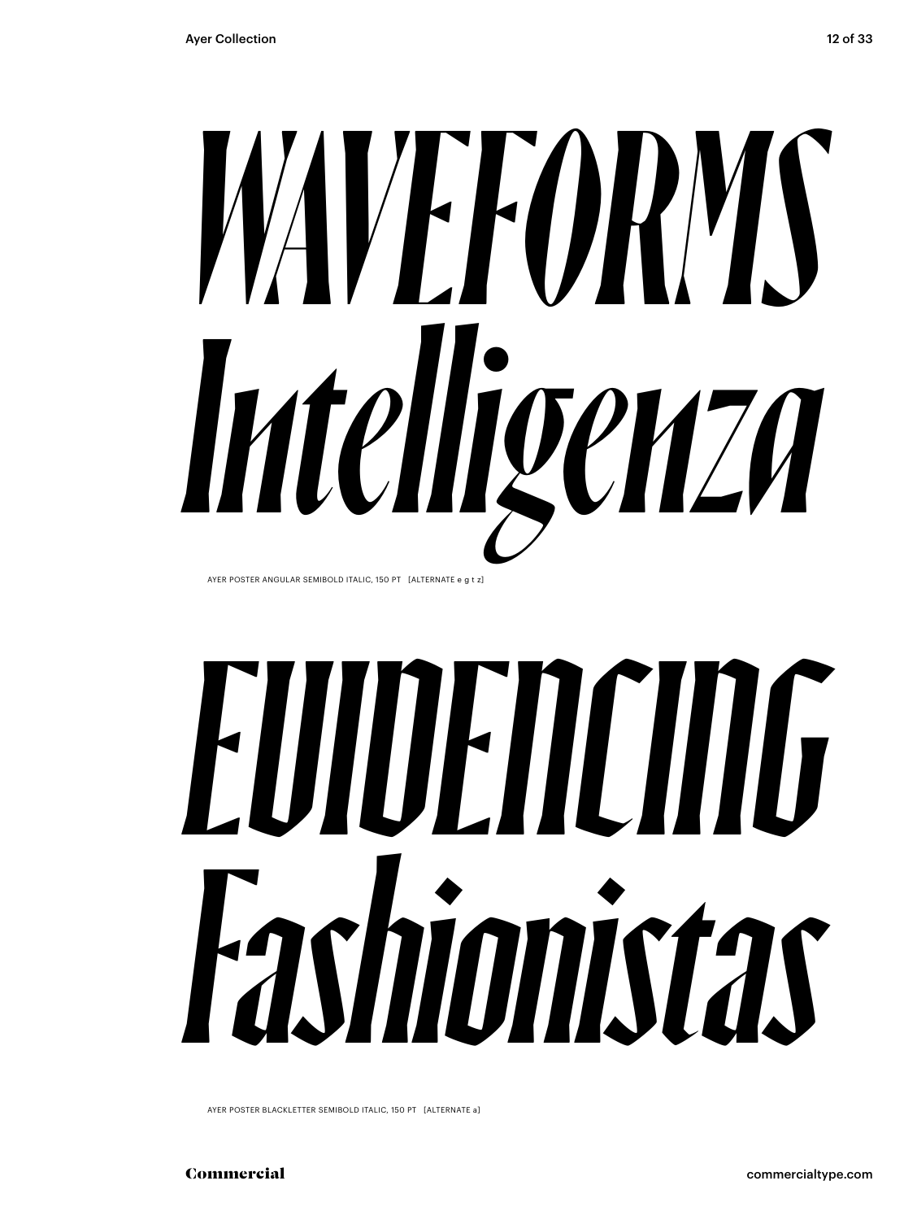# *WAVEFORMS*
# *Intelligenza*

AYER POSTER ANGULAR SEMIBOLD ITALIC, 150 PT [ALTERNATE e g t z]

# *EVIDENCING*
# *Fashionistas*

AYER POSTER BLACKLETTER SEMIBOLD ITALIC, 150 PT [ALTERNATE a]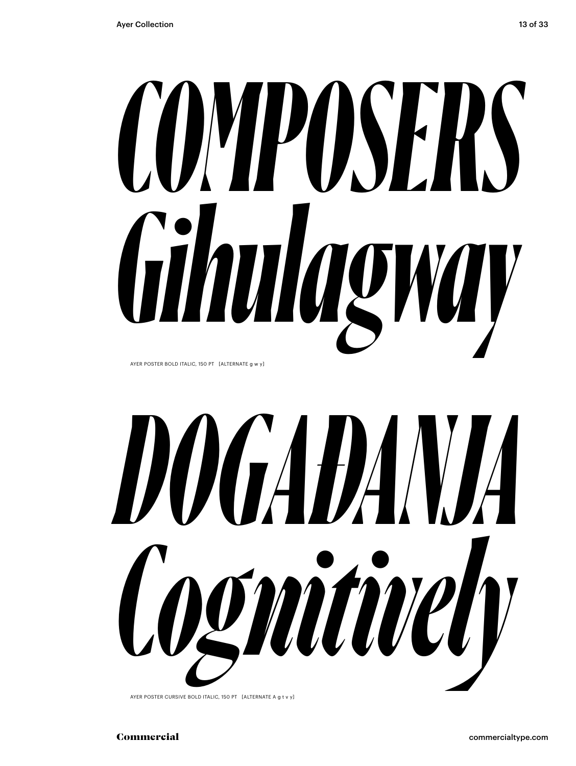# *COMPOSERS*
# *Gihulagway*

AYER POSTER BOLD ITALIC, 150 PT [ALTERNATE g w y]

# *DOGAĐANJA*
# *Cognitively*

AYER POSTER CURSIVE BOLD ITALIC, 150 PT [ALTERNATE A g t v y]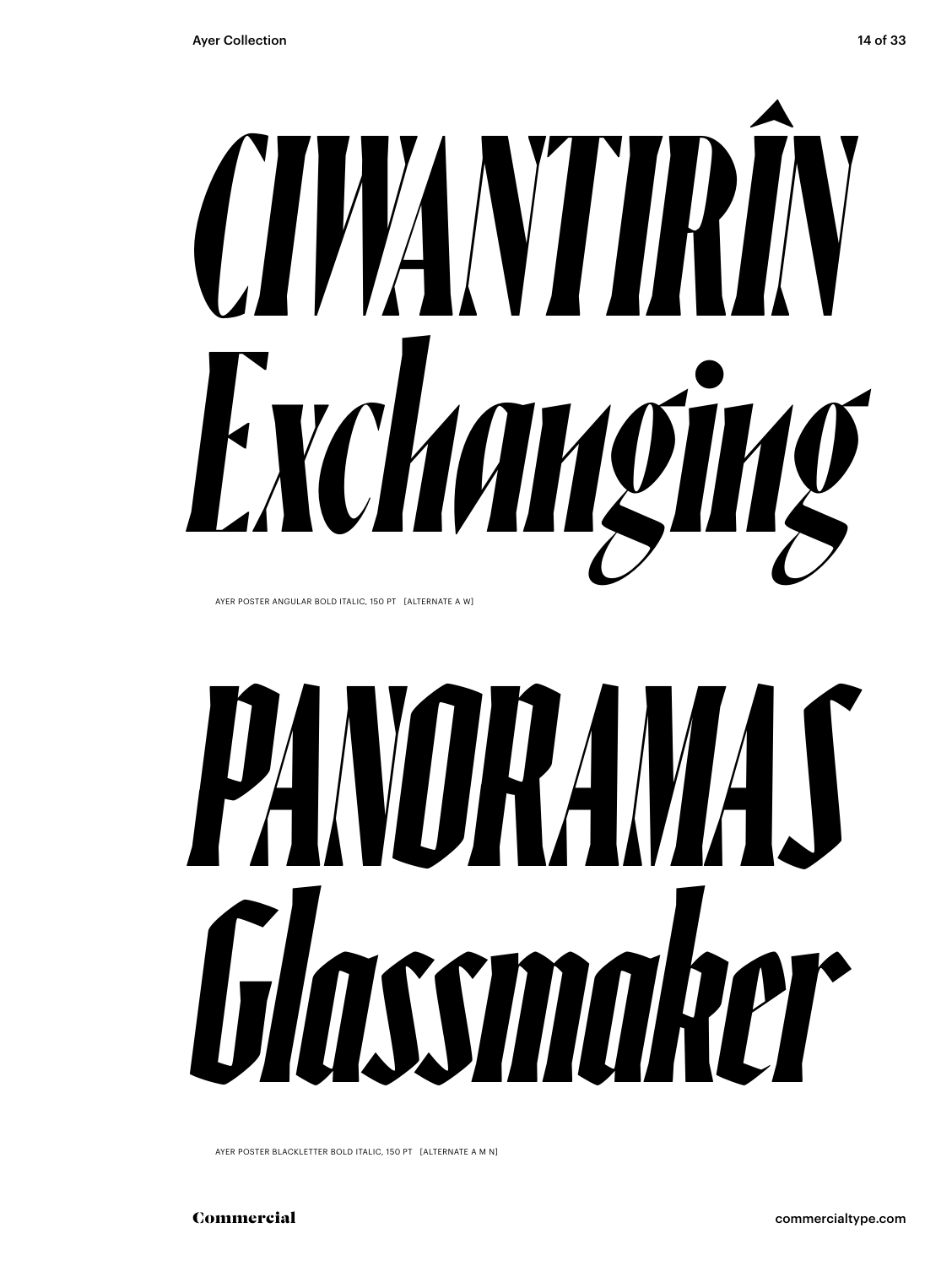# CIWANTIRÎN
# Exchanging

AYER POSTER ANGULAR BOLD ITALIC, 150 PT [ALTERNATE A W]

# PANORAMAS
# Glassmaker

AYER POSTER BLACKLETTER BOLD ITALIC, 150 PT [ALTERNATE A M N]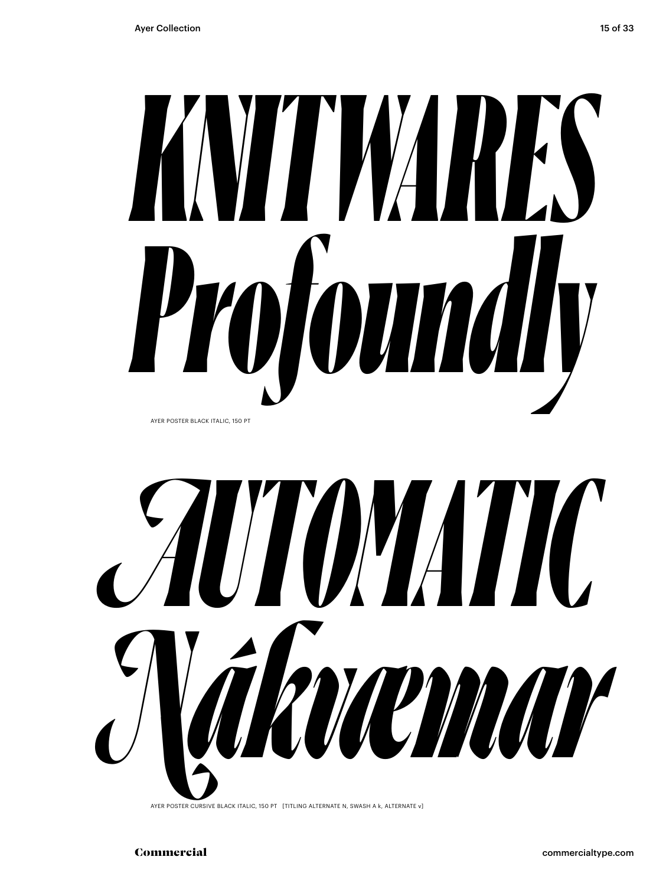# KNITWARES Profoundly

AYER POSTER BLACK ITALIC, 150 PT

# AUTOMATIC Nákvæmar

AYER POSTER CURSIVE BLACK ITALIC, 150 PT [TITLING ALTERNATE N, SWASH A k, ALTERNATE v]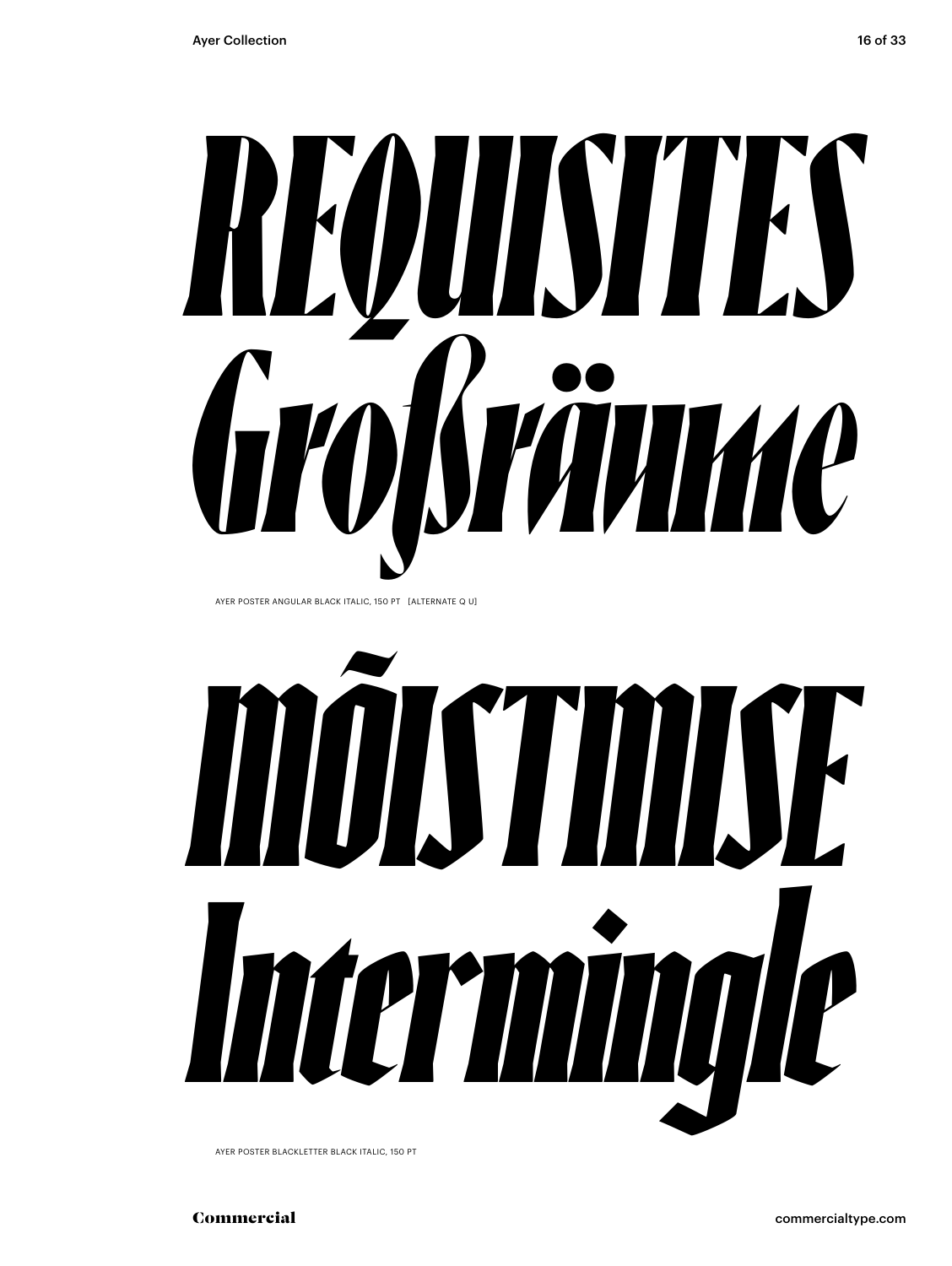REQUISITES
Großräume

AYER POSTER ANGULAR BLACK ITALIC, 150 PT [ALTERNATE Q U]

INDISTINISE
Intermingle

AYER POSTER BLACKLETTER BLACK ITALIC, 150 PT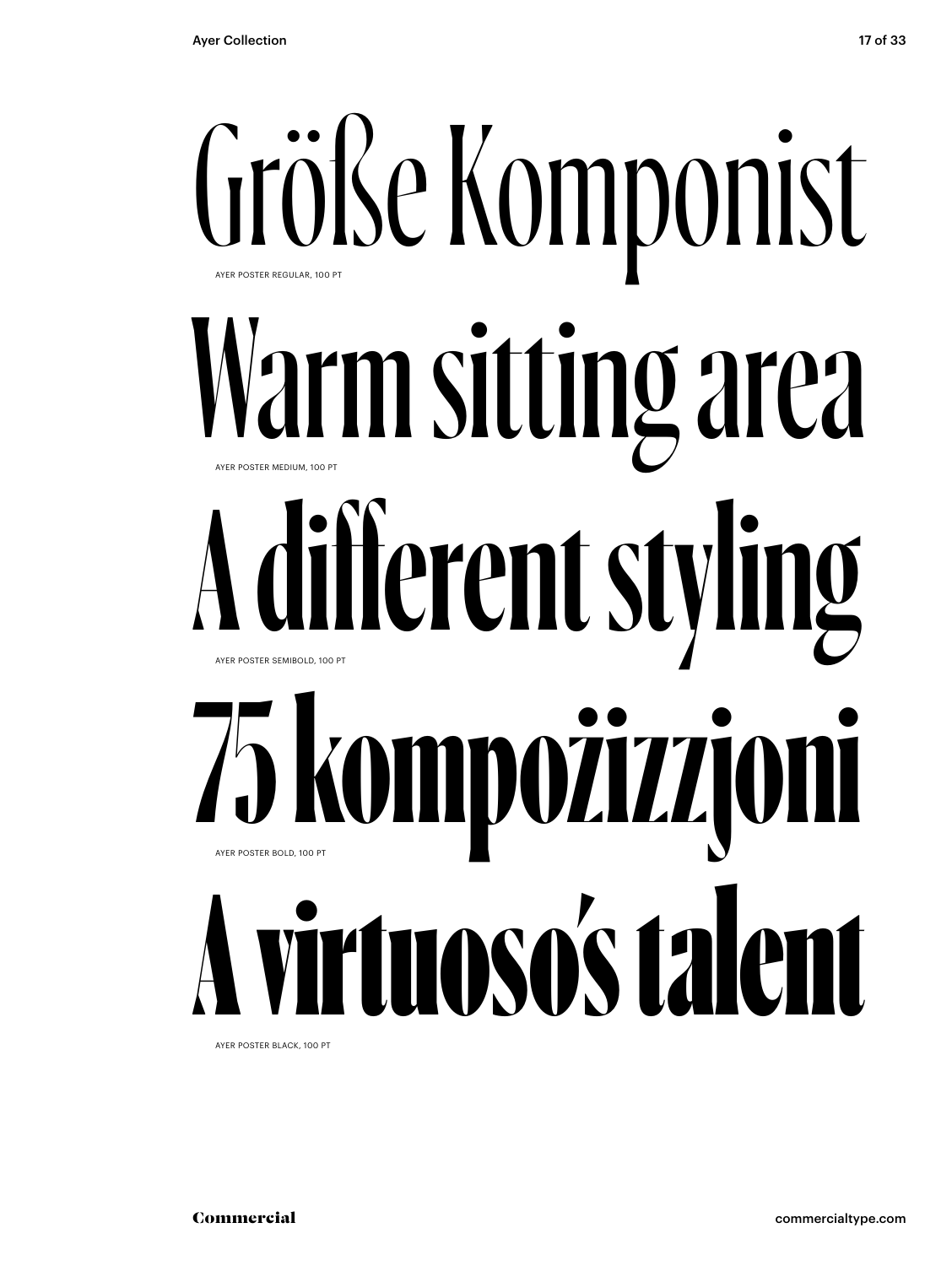Größe Komponist

AYER POSTER REGULAR, 100 PT

Warm sitting area

AYER POSTER MEDIUM, 100 PT

A different styling

AYER POSTER SEMIBOLD, 100 PT

75 kompożizzjoni

AYER POSTER BOLD, 100 PT

A virtuoso's talent

AYER POSTER BLACK, 100 PT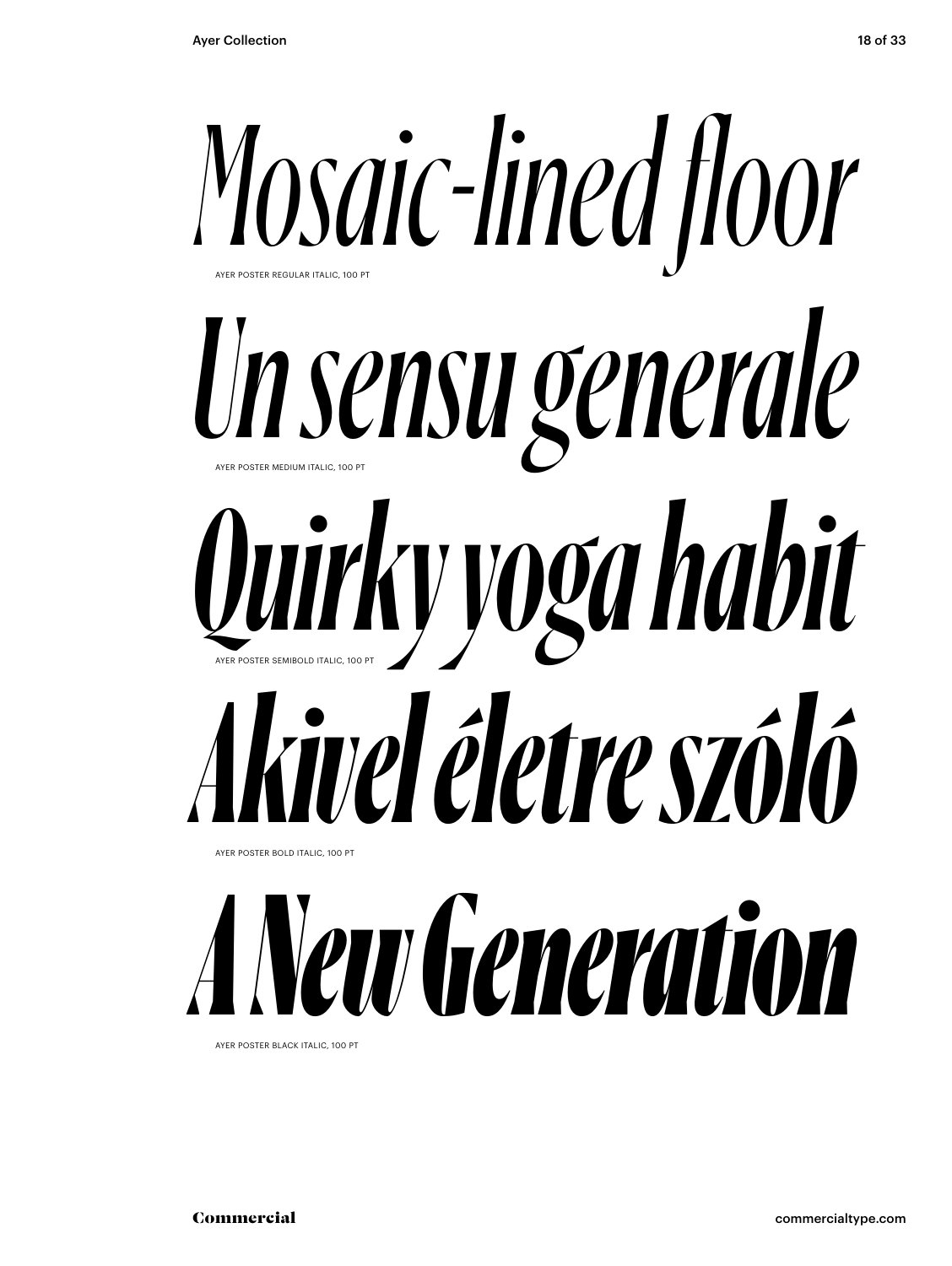*Mosaic-lined floor*

AYER POSTER REGULAR ITALIC, 100 PT

*Un sensu generale*

AYER POSTER MEDIUM ITALIC, 100 PT

*Quirky yoga habit*

AYER POSTER SEMIBOLD ITALIC, 100 PT

*Akivel életre szóló*

AYER POSTER BOLD ITALIC, 100 PT

*A New Generation*

AYER POSTER BLACK ITALIC, 100 PT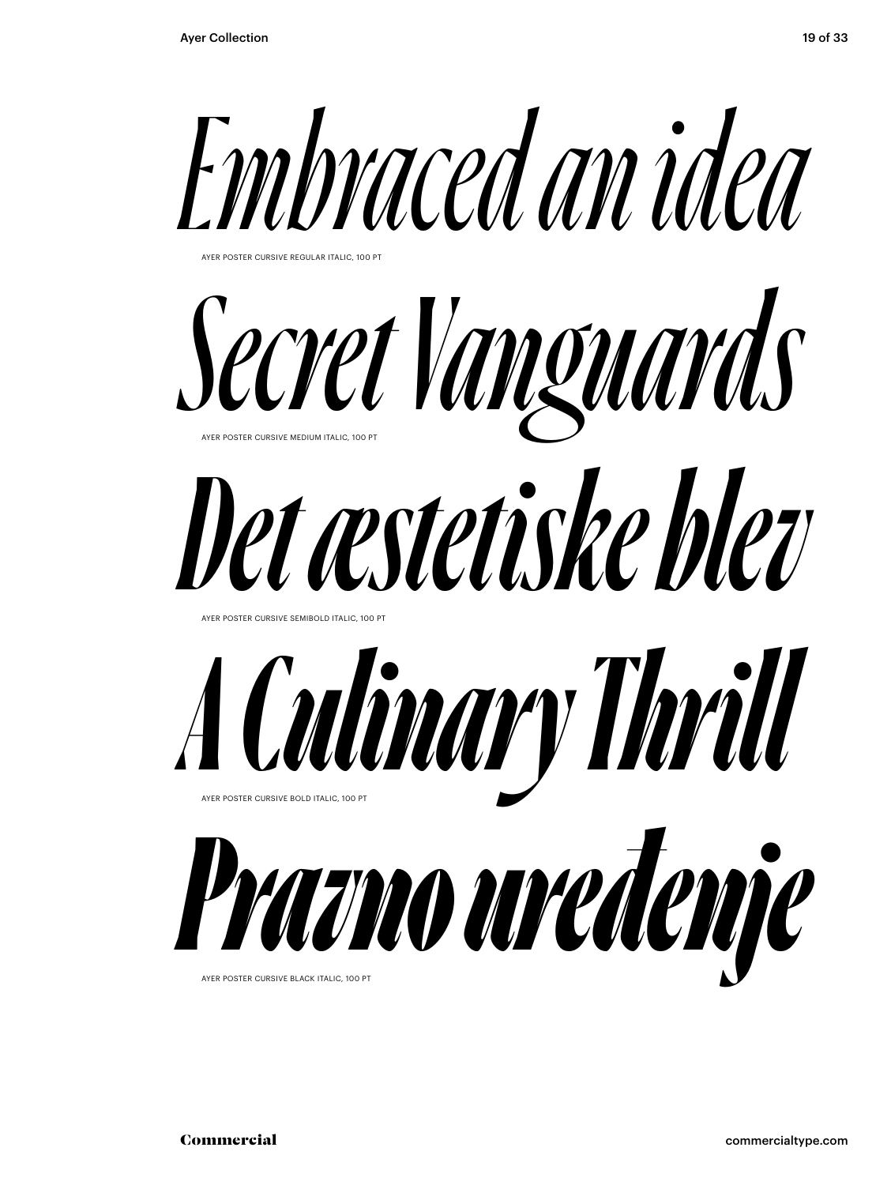*Embraced an idea*

AYER POSTER CURSIVE REGULAR ITALIC, 100 PT

*Secret Vanguards*

AYER POSTER CURSIVE MEDIUM ITALIC, 100 PT

*Det æstetiske blev*

AYER POSTER CURSIVE SEMIBOLD ITALIC, 100 PT

*A Culinary Thrill*

AYER POSTER CURSIVE BOLD ITALIC, 100 PT

*Prazno uređenje*

AYER POSTER CURSIVE BLACK ITALIC, 100 PT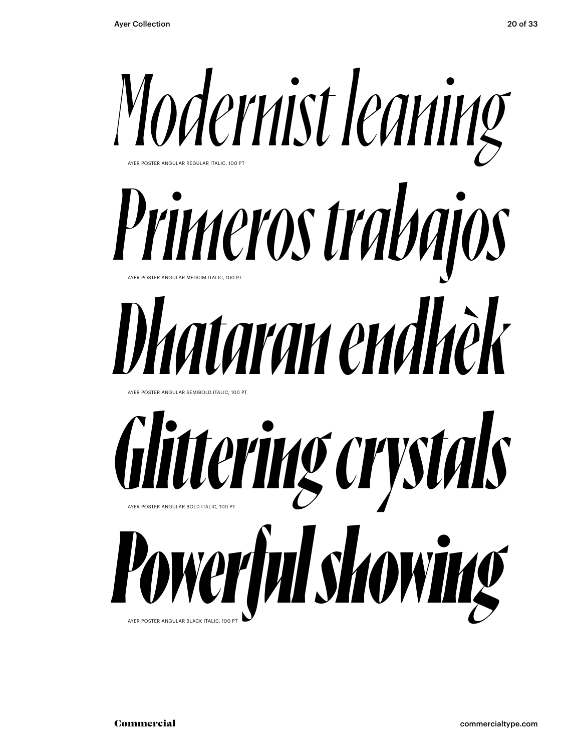*Modernist leaning*

AYER POSTER ANGULAR REGULAR ITALIC, 100 PT

*Primeros trabajos*

AYER POSTER ANGULAR MEDIUM ITALIC, 100 PT

*Dhataran endhèk*

AYER POSTER ANGULAR SEMIBOLD ITALIC, 100 PT

*Glittering crystals*

AYER POSTER ANGULAR BOLD ITALIC, 100 PT

*Powerful showing*

AYER POSTER ANGULAR BLACK ITALIC, 100 PT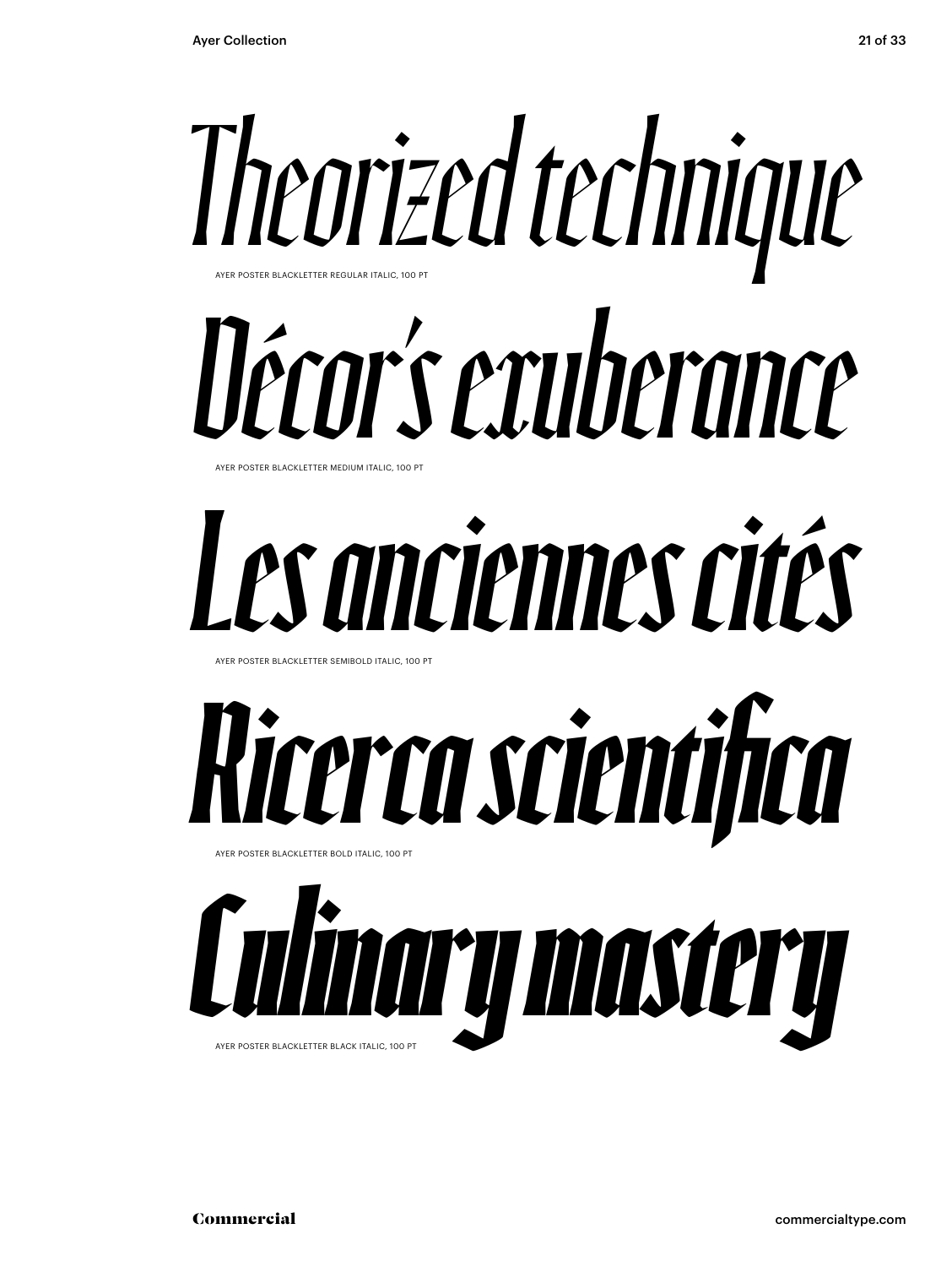*Theorized technique*

AYER POSTER BLACKLETTER REGULAR ITALIC, 100 PT

*Décor's exuberance*

AYER POSTER BLACKLETTER MEDIUM ITALIC, 100 PT

*Les anciennes cités*

AYER POSTER BLACKLETTER SEMIBOLD ITALIC, 100 PT

*Ricerca scientifica*

AYER POSTER BLACKLETTER BOLD ITALIC, 100 PT

*Culinary mastery*

AYER POSTER BLACKLETTER BLACK ITALIC, 100 PT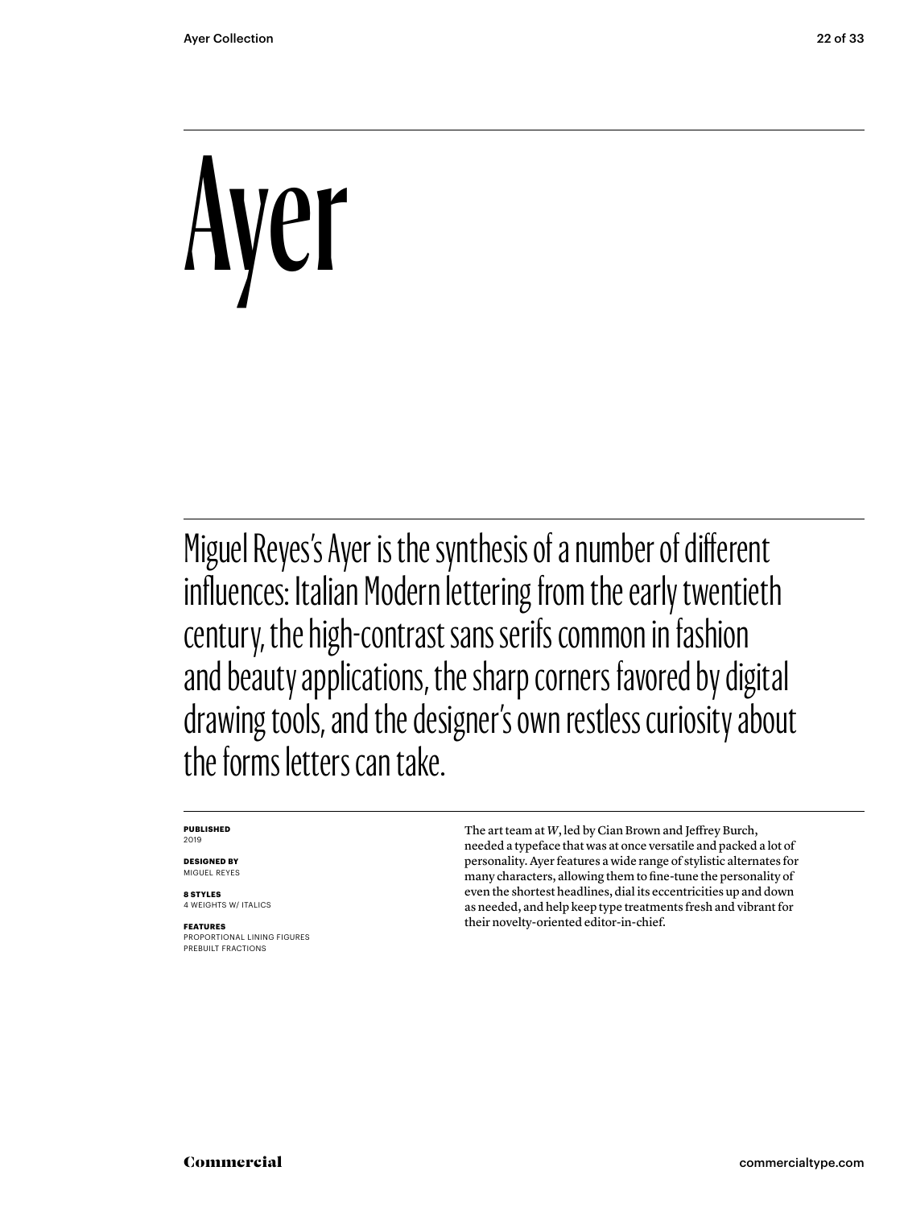# Ayer

Miguel Reyes's Ayer is the synthesis of a number of different influences: Italian Modern lettering from the early twentieth century, the high-contrast sans serifs common in fashion and beauty applications, the sharp corners favored by digital drawing tools, and the designer's own restless curiosity about the forms letters can take.

**PUBLISHED**
2019

**DESIGNED BY**
MIGUEL REYES

**8 STYLES**
4 WEIGHTS W/ ITALICS

**FEATURES**
PROPORTIONAL LINING FIGURES
PREBUILT FRACTIONS

The art team at *W*, led by Cian Brown and Jeffrey Burch, needed a typeface that was at once versatile and packed a lot of personality. Ayer features a wide range of stylistic alternates for many characters, allowing them to fine-tune the personality of even the shortest headlines, dial its eccentricities up and down as needed, and help keep type treatments fresh and vibrant for their novelty-oriented editor-in-chief.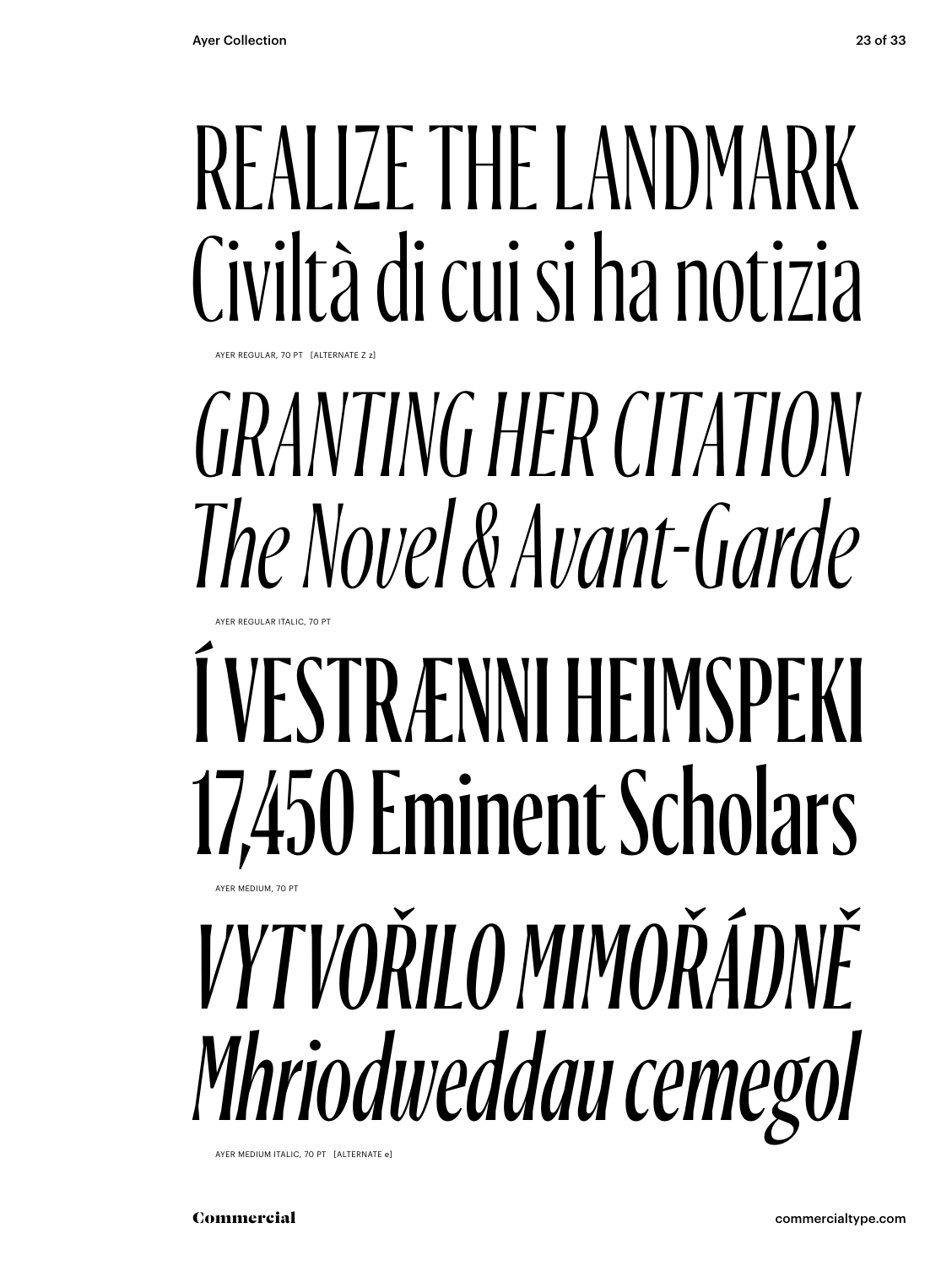# REALIZE THE LANDMARK
# Civiltà di cui si ha notizia

AYER REGULAR, 70 PT [ALTERNATE Z z]

# *GRANTING HER CITATION*
# *The Novel & Avant-Garde*

AYER REGULAR ITALIC, 70 PT

# Í VESTRÆNNI HEIMSPEKI
# 17,450 Eminent Scholars

AYER MEDIUM, 70 PT

# *VYTVOŘILO MIMOŘÁDNĚ*
# *Mhriodweddau cemegol*

AYER MEDIUM ITALIC, 70 PT [ALTERNATE e]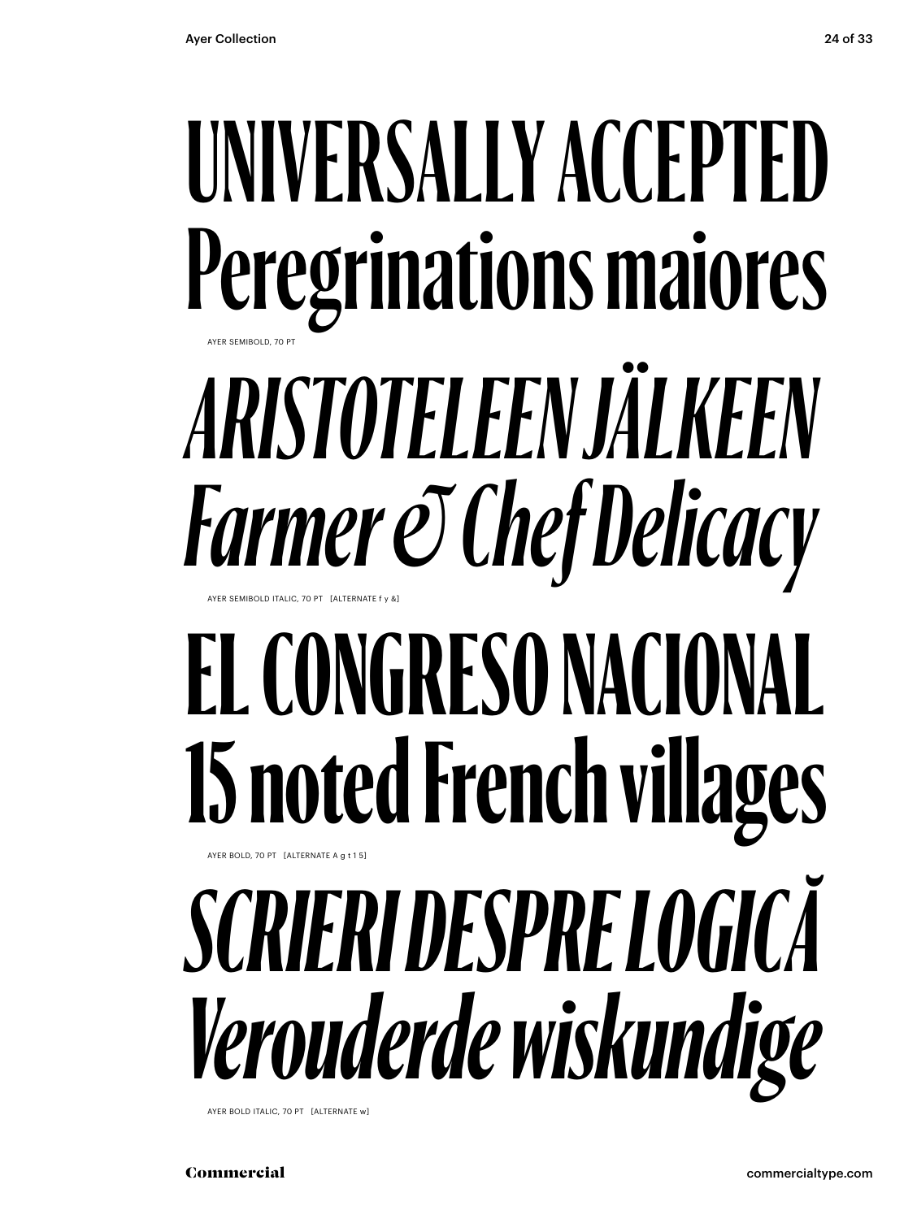# UNIVERSALLY ACCEPTED
# Peregrinations maiores

AYER SEMIBOLD, 70 PT

# *ARISTOTELEEN JÄLKEEN*
# *Farmer & Chef Delicacy*

AYER SEMIBOLD ITALIC, 70 PT [ALTERNATE f y &]

# **EL CONGRESO NACIONAL**
# **15 noted French villages**

AYER BOLD, 70 PT [ALTERNATE A g t 1 5]

# ***SCRIERI DESPRE LOGICĂ***
# ***Verouderde wiskundige***

AYER BOLD ITALIC, 70 PT [ALTERNATE w]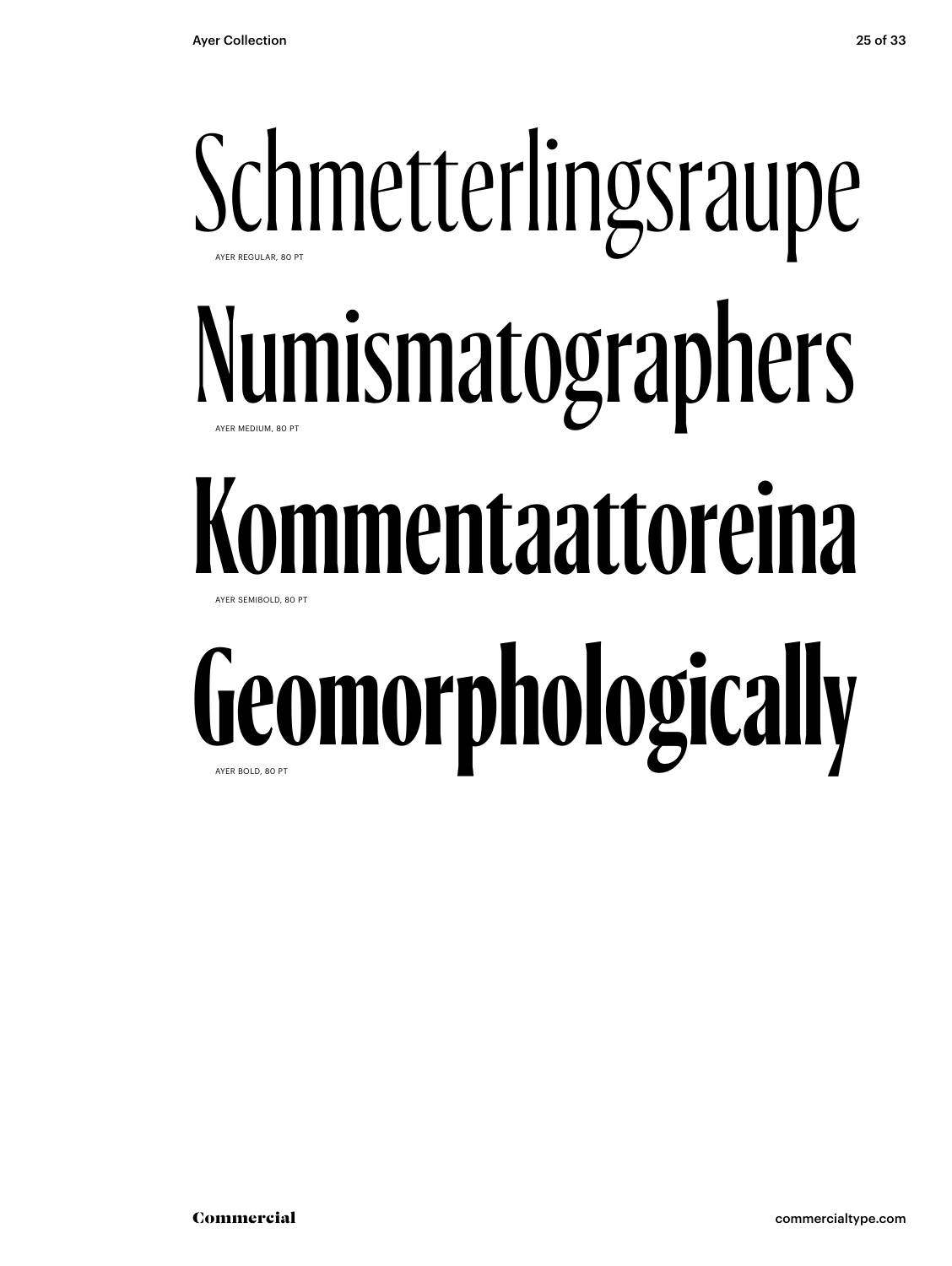Schmetterlingsraupe

AYER REGULAR, 80 PT

Numismatographers

AYER MEDIUM, 80 PT

Kommentaattoreina

AYER SEMIBOLD, 80 PT

Geomorphologically

AYER BOLD, 80 PT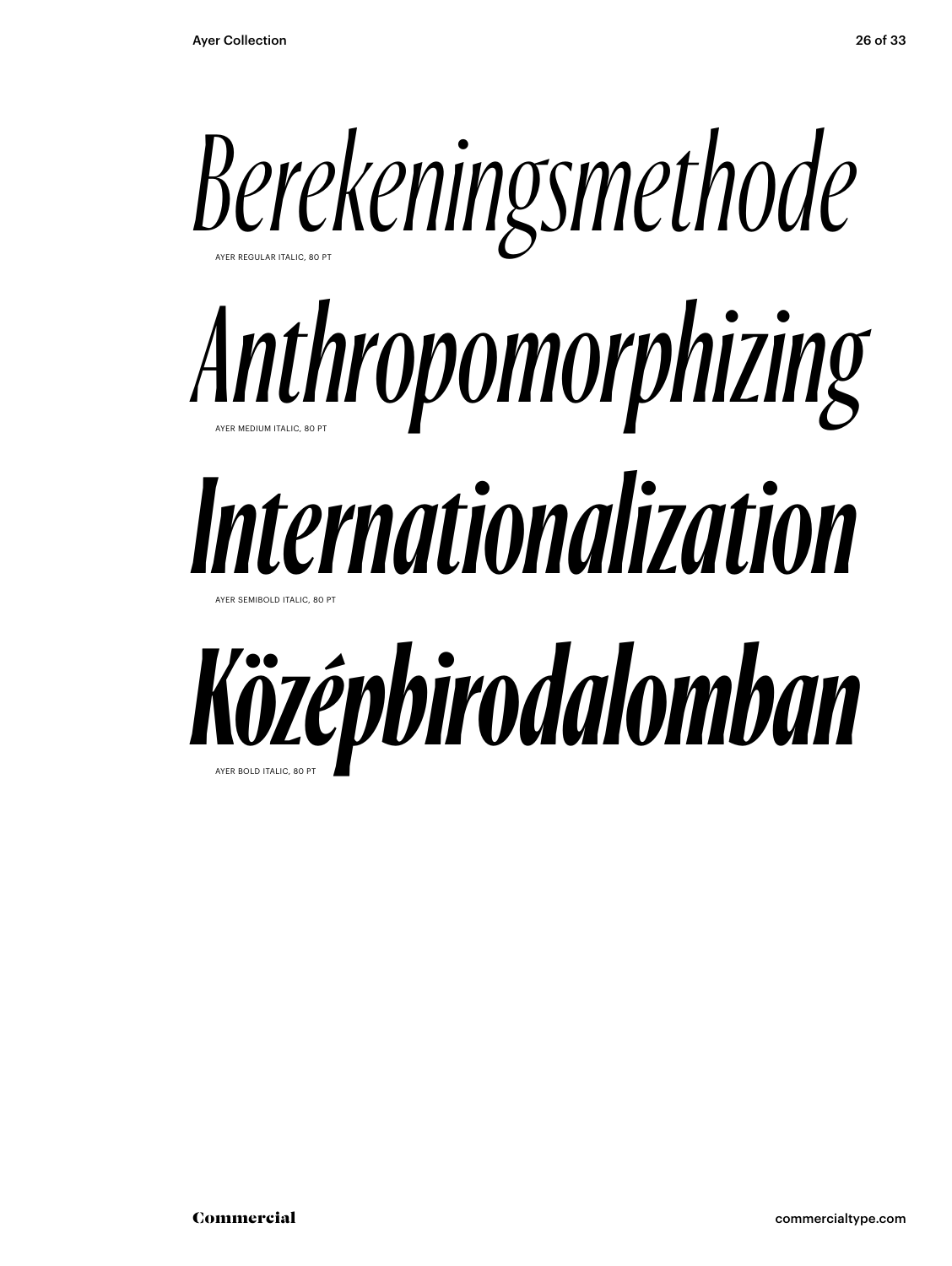*Berekeningsmethode*

AYER REGULAR ITALIC, 80 PT

***Anthropomorphizing***

AYER MEDIUM ITALIC, 80 PT

***Internationalization***

AYER SEMIBOLD ITALIC, 80 PT

***Középbirodalomban***

AYER BOLD ITALIC, 80 PT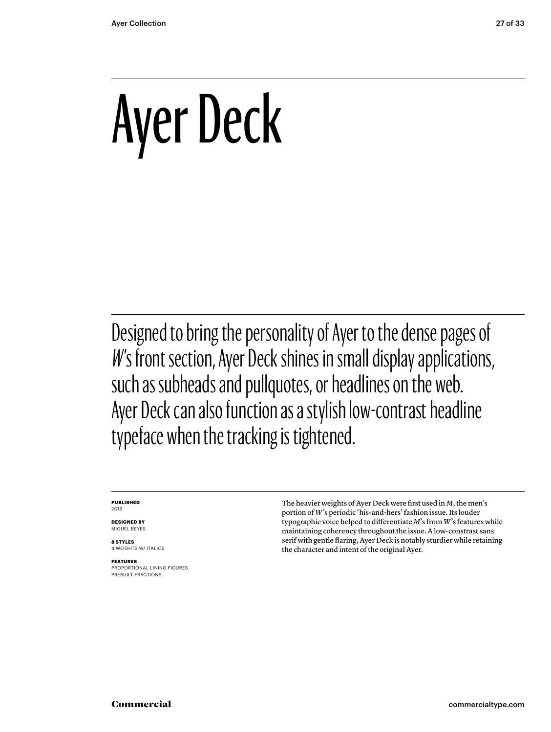# Ayer Deck

Designed to bring the personality of Ayer to the dense pages of *W*'s front section, Ayer Deck shines in small display applications, such as subheads and pullquotes, or headlines on the web. Ayer Deck can also function as a stylish low-contrast headline typeface when the tracking is tightened.

**PUBLISHED**
2019

**DESIGNED BY**
MIGUEL REYES

**8 STYLES**
4 WEIGHTS W/ ITALICS

**FEATURES**
PROPORTIONAL LINING FIGURES
PREBUILT FRACTIONS

The heavier weights of Ayer Deck were first used in *M*, the men's portion of *W*'s periodic 'his-and-hers' fashion issue. Its louder typographic voice helped to differentiate *M*'s from *W*'s features while maintaining coherency throughout the issue. A low-constrast sans serif with gentle flaring, Ayer Deck is notably sturdier while retaining the character and intent of the original Ayer.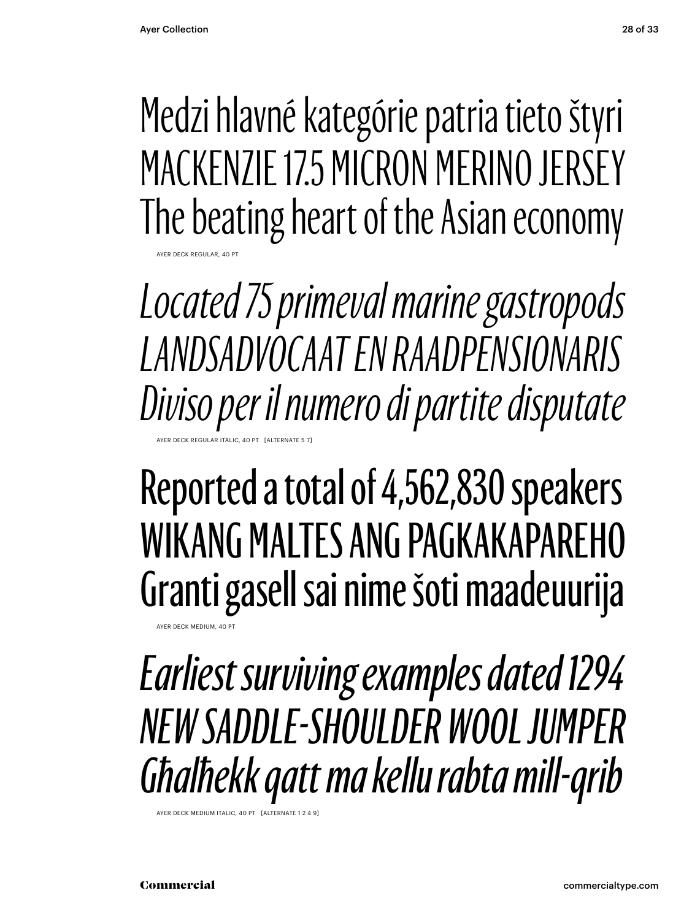Medzi hlavné kategórie patria tieto štyri
MACKENZIE 17.5 MICRON MERINO JERSEY
The beating heart of the Asian economy

AYER DECK REGULAR, 40 PT

*Located 75 primeval marine gastropods*
*LANDSADVOCAAT EN RAADPENSIONARIS*
*Diviso per il numero di partite disputate*

AYER DECK REGULAR ITALIC, 40 PT [ALTERNATE 5 7]

Reported a total of 4,562,830 speakers
WIKANG MALTES ANG PAGKAKAPAREHO
Granti gasell sai nime šoti maadeuurija

AYER DECK MEDIUM, 40 PT

*Earliest surviving examples dated 1294*
*NEW SADDLE-SHOULDER WOOL JUMPER*
*Għalħekk qatt ma kellu rabta mill-qrib*

AYER DECK MEDIUM ITALIC, 40 PT [ALTERNATE 1 2 4 9]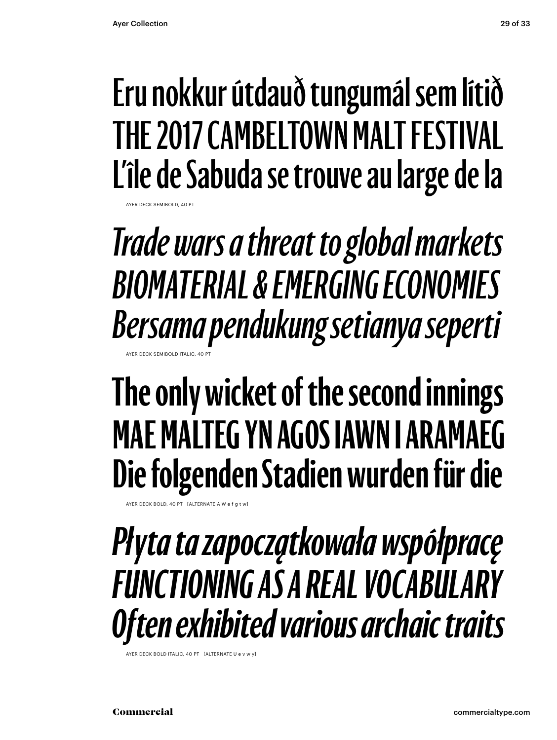Eru nokkur útdauð tungumál sem lítið
THE 2017 CAMBELTOWN MALT FESTIVAL
L'île de Sabuda se trouve au large de la

AYER DECK SEMIBOLD, 40 PT

*Trade wars a threat to global markets*
*BIOMATERIAL & EMERGING ECONOMIES*
*Bersama pendukung setianya seperti*

AYER DECK SEMIBOLD ITALIC, 40 PT

**The only wicket of the second innings**
**MAE MALTEG YN AGOS IAWN I ARAMAEG**
**Die folgenden Stadien wurden für die**

AYER DECK BOLD, 40 PT [ALTERNATE A W e f g t w]

***Płyta ta zapoczątkowała współpracę***
***FUNCTIONING AS A REAL VOCABULARY***
***Often exhibited various archaic traits***

AYER DECK BOLD ITALIC, 40 PT [ALTERNATE U e v w y]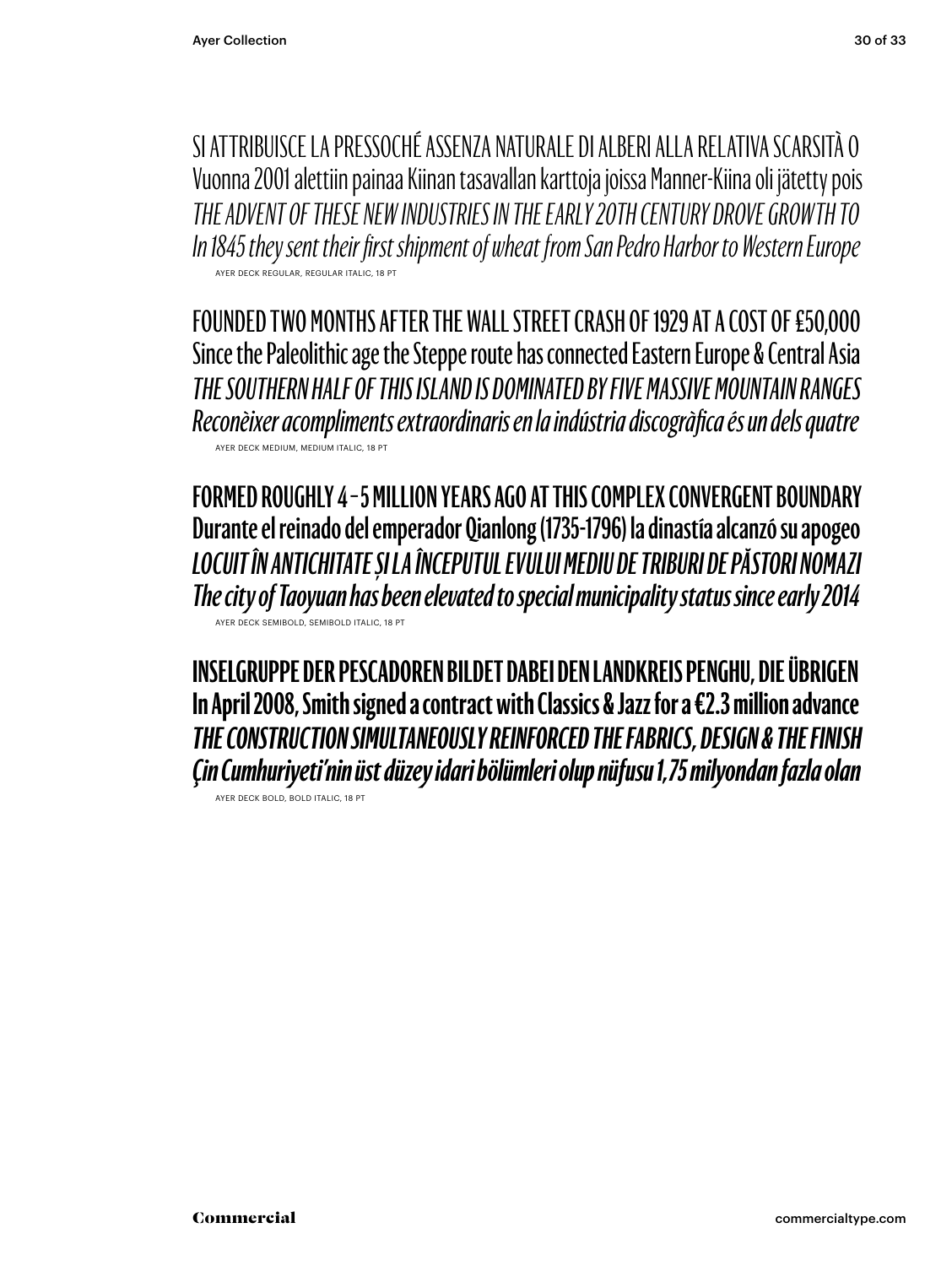SI ATTRIBUISCE LA PRESSOCHÉ ASSENZA NATURALE DI ALBERI ALLA RELATIVA SCARSITÀ O
Vuonna 2001 alettiin painaa Kiinan tasavallan karttoja joissa Manner-Kiina oli jätetty pois
*THE ADVENT OF THESE NEW INDUSTRIES IN THE EARLY 20TH CENTURY DROVE GROWTH TO*
*In 1845 they sent their first shipment of wheat from San Pedro Harbor to Western Europe*

AYER DECK REGULAR, REGULAR ITALIC, 18 PT

FOUNDED TWO MONTHS AFTER THE WALL STREET CRASH OF 1929 AT A COST OF £50,000
Since the Paleolithic age the Steppe route has connected Eastern Europe & Central Asia
*THE SOUTHERN HALF OF THIS ISLAND IS DOMINATED BY FIVE MASSIVE MOUNTAIN RANGES*
*Reconèixer acompliments extraordinaris en la indústria discogràfica és un dels quatre*

AYER DECK MEDIUM, MEDIUM ITALIC, 18 PT

**FORMED ROUGHLY 4–5 MILLION YEARS AGO AT THIS COMPLEX CONVERGENT BOUNDARY**
**Durante el reinado del emperador Qianlong (1735-1796) la dinastía alcanzó su apogeo**
***LOCUIT ÎN ANTICHITATE ȘI LA ÎNCEPUTUL EVULUI MEDIU DE TRIBURI DE PĂSTORI NOMAZI***
***The city of Taoyuan has been elevated to special municipality status since early 2014***

AYER DECK SEMIBOLD, SEMIBOLD ITALIC, 18 PT

**INSELGRUPPE DER PESCADOREN BILDET DABEI DEN LANDKREIS PENGHU, DIE ÜBRIGEN**
**In April 2008, Smith signed a contract with Classics & Jazz for a €2.3 million advance**
***THE CONSTRUCTION SIMULTANEOUSLY REINFORCED THE FABRICS, DESIGN & THE FINISH***
***Çin Cumhuriyeti'nin üst düzey idari bölümleri olup nüfusu 1,75 milyondan fazla olan***

AYER DECK BOLD, BOLD ITALIC, 18 PT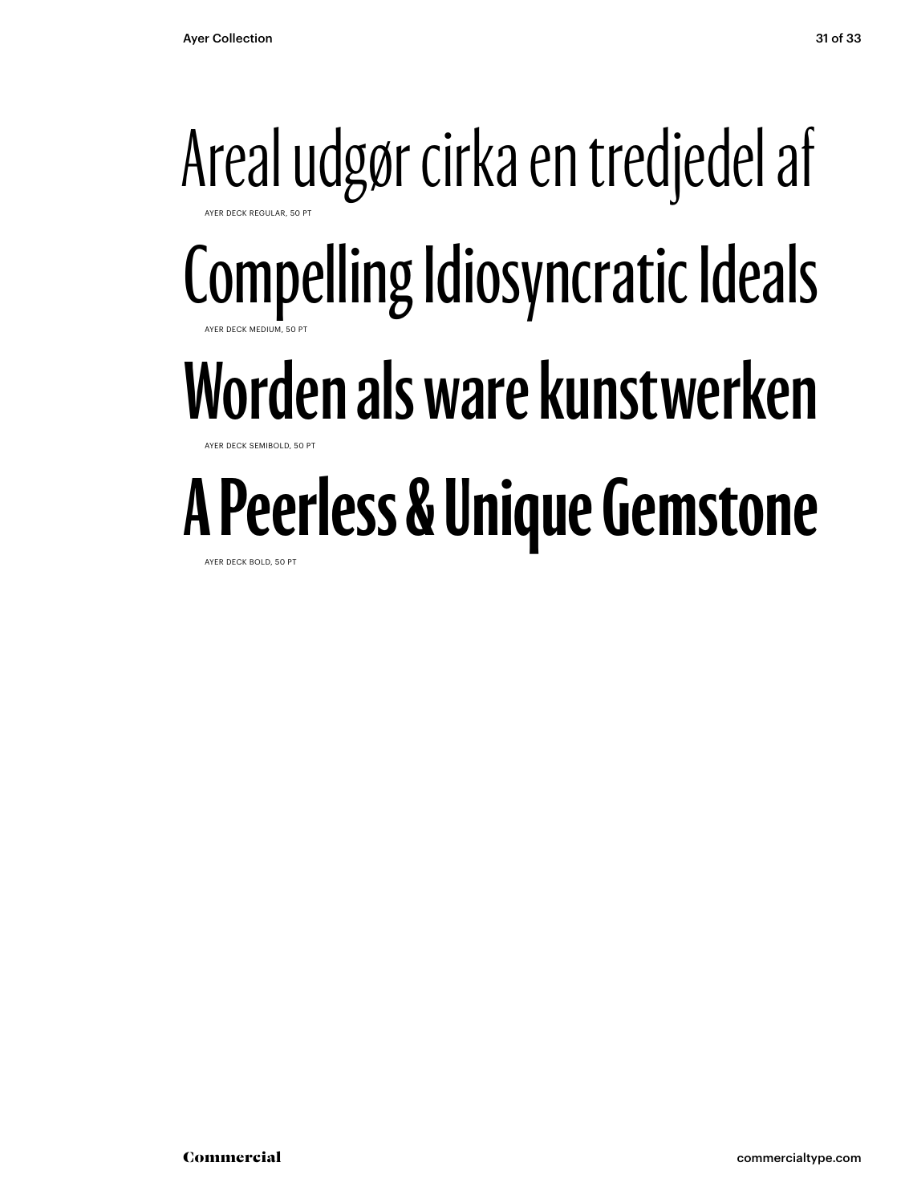Areal udgør cirka en tredjedel af

AYER DECK REGULAR, 50 PT

Compelling Idiosyncratic Ideals

AYER DECK MEDIUM, 50 PT

**Worden als ware kunstwerken**

AYER DECK SEMIBOLD, 50 PT

**A Peerless & Unique Gemstone**

AYER DECK BOLD, 50 PT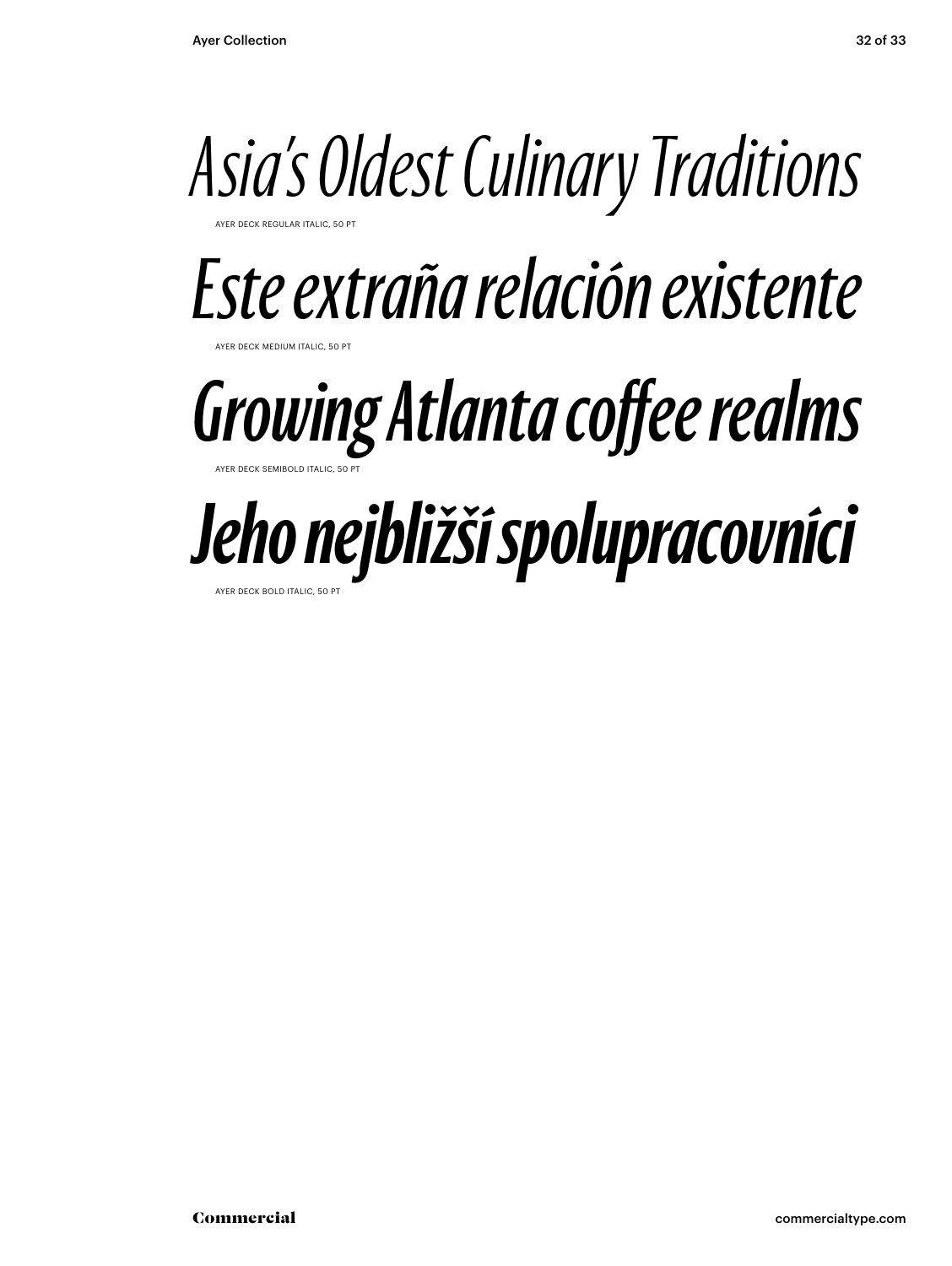*Asia's Oldest Culinary Traditions*

AYER DECK REGULAR ITALIC, 50 PT

*Este extraña relación existente*

AYER DECK MEDIUM ITALIC, 50 PT

***Growing Atlanta coffee realms***

AYER DECK SEMIBOLD ITALIC, 50 PT

***Jeho nejbližší spolupracovníci***

AYER DECK BOLD ITALIC, 50 PT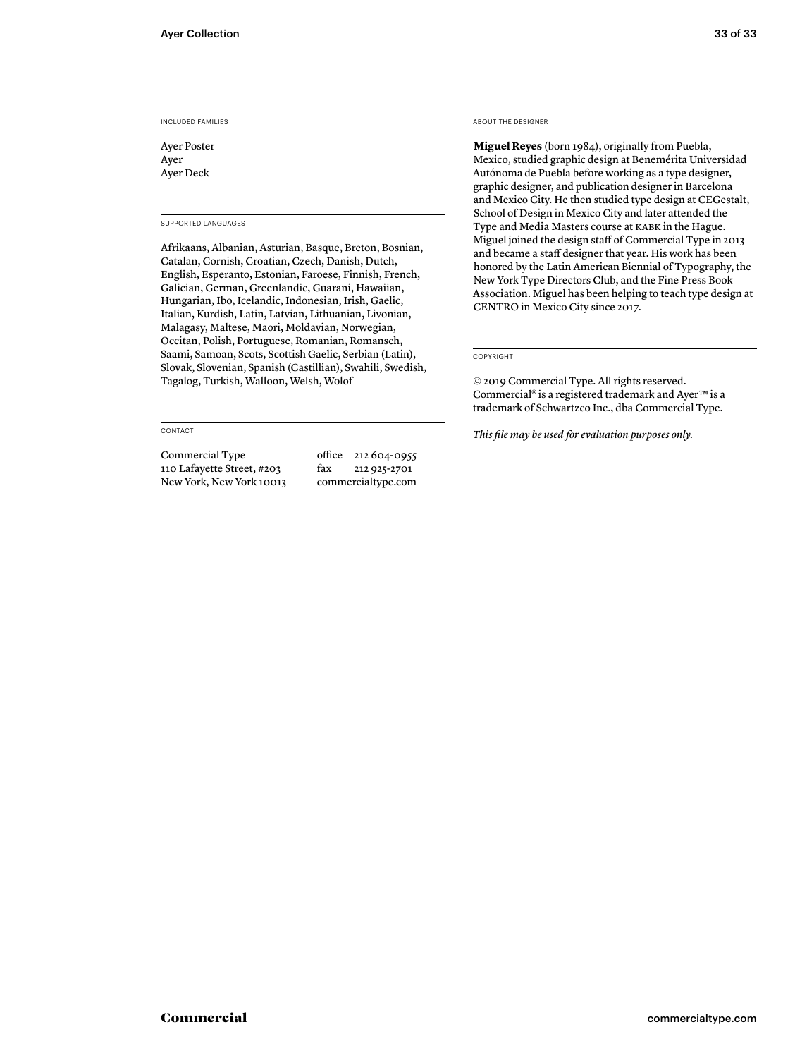## INCLUDED FAMILIES

Ayer Poster
Ayer
Ayer Deck

## SUPPORTED LANGUAGES

Afrikaans, Albanian, Asturian, Basque, Breton, Bosnian, Catalan, Cornish, Croatian, Czech, Danish, Dutch, English, Esperanto, Estonian, Faroese, Finnish, French, Galician, German, Greenlandic, Guarani, Hawaiian, Hungarian, Ibo, Icelandic, Indonesian, Irish, Gaelic, Italian, Kurdish, Latin, Latvian, Lithuanian, Livonian, Malagasy, Maltese, Maori, Moldavian, Norwegian, Occitan, Polish, Portuguese, Romanian, Romansch, Saami, Samoan, Scots, Scottish Gaelic, Serbian (Latin), Slovak, Slovenian, Spanish (Castillian), Swahili, Swedish, Tagalog, Turkish, Walloon, Welsh, Wolof

## CONTACT

| | | |
|---|---|---|
| Commercial Type | office | 212 604-0955 |
| 110 Lafayette Street, #203 | fax | 212 925-2701 |
| New York, New York 10013 | commercialtype.com | |

## ABOUT THE DESIGNER

**Miguel Reyes** (born 1984), originally from Puebla, Mexico, studied graphic design at Benemérita Universidad Autónoma de Puebla before working as a type designer, graphic designer, and publication designer in Barcelona and Mexico City. He then studied type design at CEGestalt, School of Design in Mexico City and later attended the Type and Media Masters course at KABK in the Hague. Miguel joined the design staff of Commercial Type in 2013 and became a staff designer that year. His work has been honored by the Latin American Biennial of Typography, the New York Type Directors Club, and the Fine Press Book Association. Miguel has been helping to teach type design at CENTRO in Mexico City since 2017.

## COPYRIGHT

© 2019 Commercial Type. All rights reserved. Commercial® is a registered trademark and Ayer™ is a trademark of Schwartzco Inc., dba Commercial Type.

*This file may be used for evaluation purposes only.*